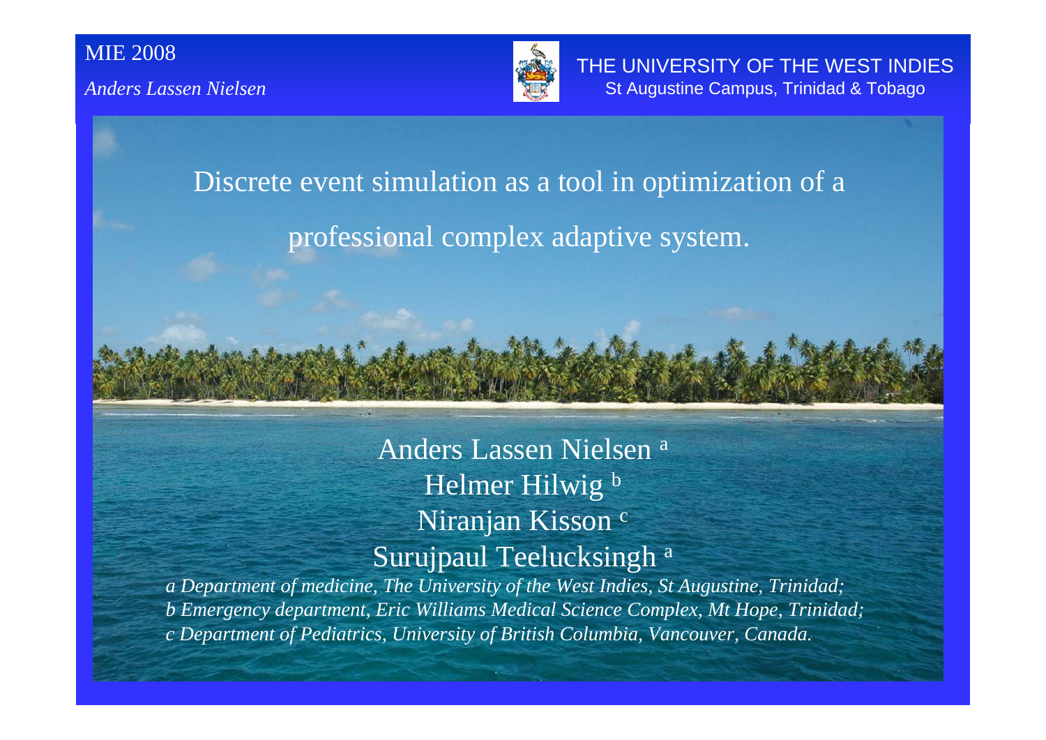# Discrete event simulation as a tool in optimization of a professional complex adaptive system.

Anders Lassen Nielsen [a]
Helmer Hilwig [b]
Niranjan Kisson [c]
Surujpaul Teelucksingh [a]

*a Department of medicine, The University of the West Indies, St Augustine, Trinidad;*
*b Emergency department, Eric Williams Medical Science Complex, Mt Hope, Trinidad;*
*c Department of Pediatrics, University of British Columbia, Vancouver, Canada.*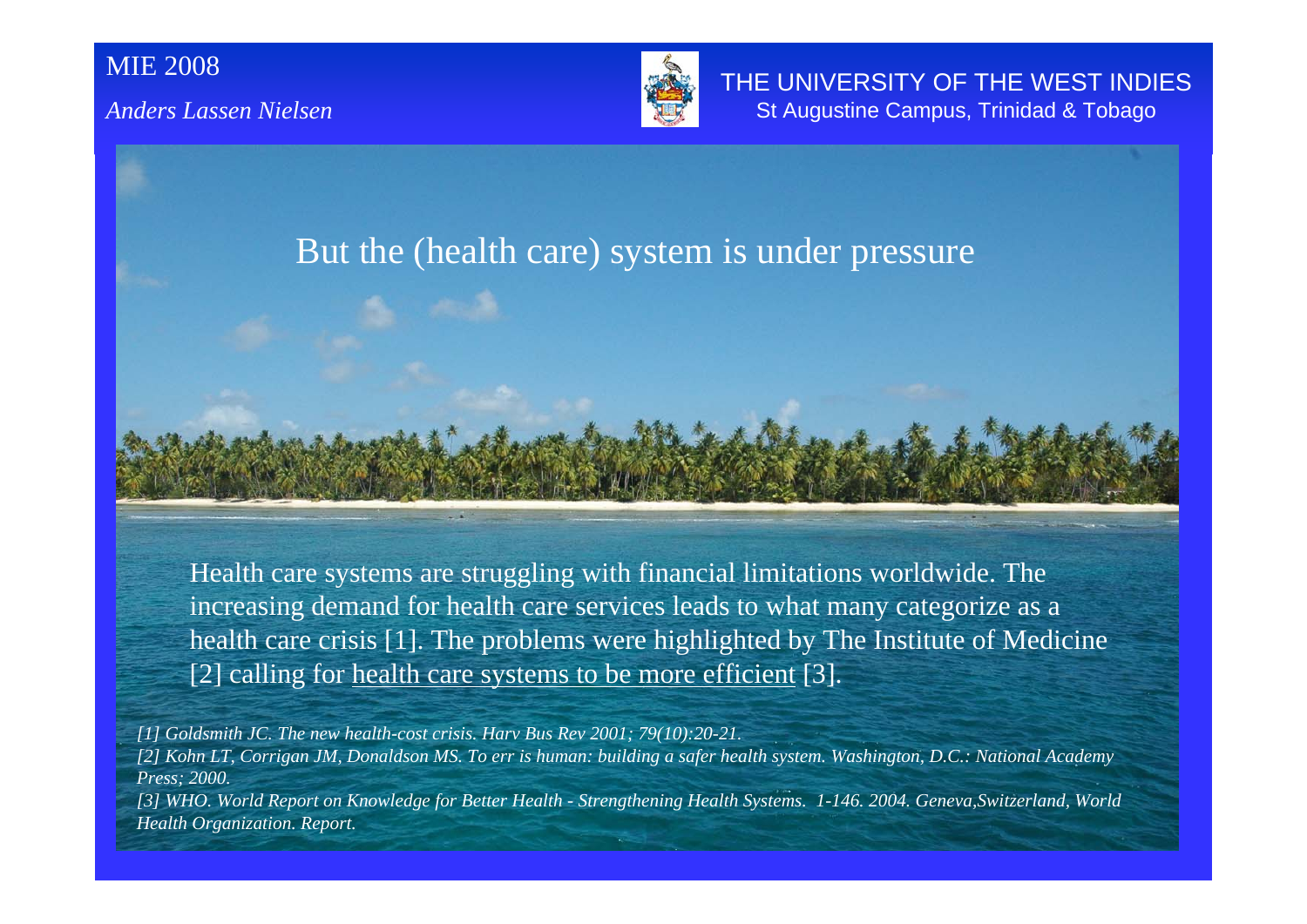# But the (health care) system is under pressure

Health care systems are struggling with financial limitations worldwide. The increasing demand for health care services leads to what many categorize as a health care crisis [1]. The problems were highlighted by The Institute of Medicine [2] calling for health care systems to be more efficient [3].

*[1] Goldsmith JC. The new health-cost crisis. Harv Bus Rev 2001; 79(10):20-21.*
*[2] Kohn LT, Corrigan JM, Donaldson MS. To err is human: building a safer health system. Washington, D.C.: National Academy Press; 2000.*
*[3] WHO. World Report on Knowledge for Better Health - Strengthening Health Systems. 1-146. 2004. Geneva,Switzerland, World Health Organization. Report.*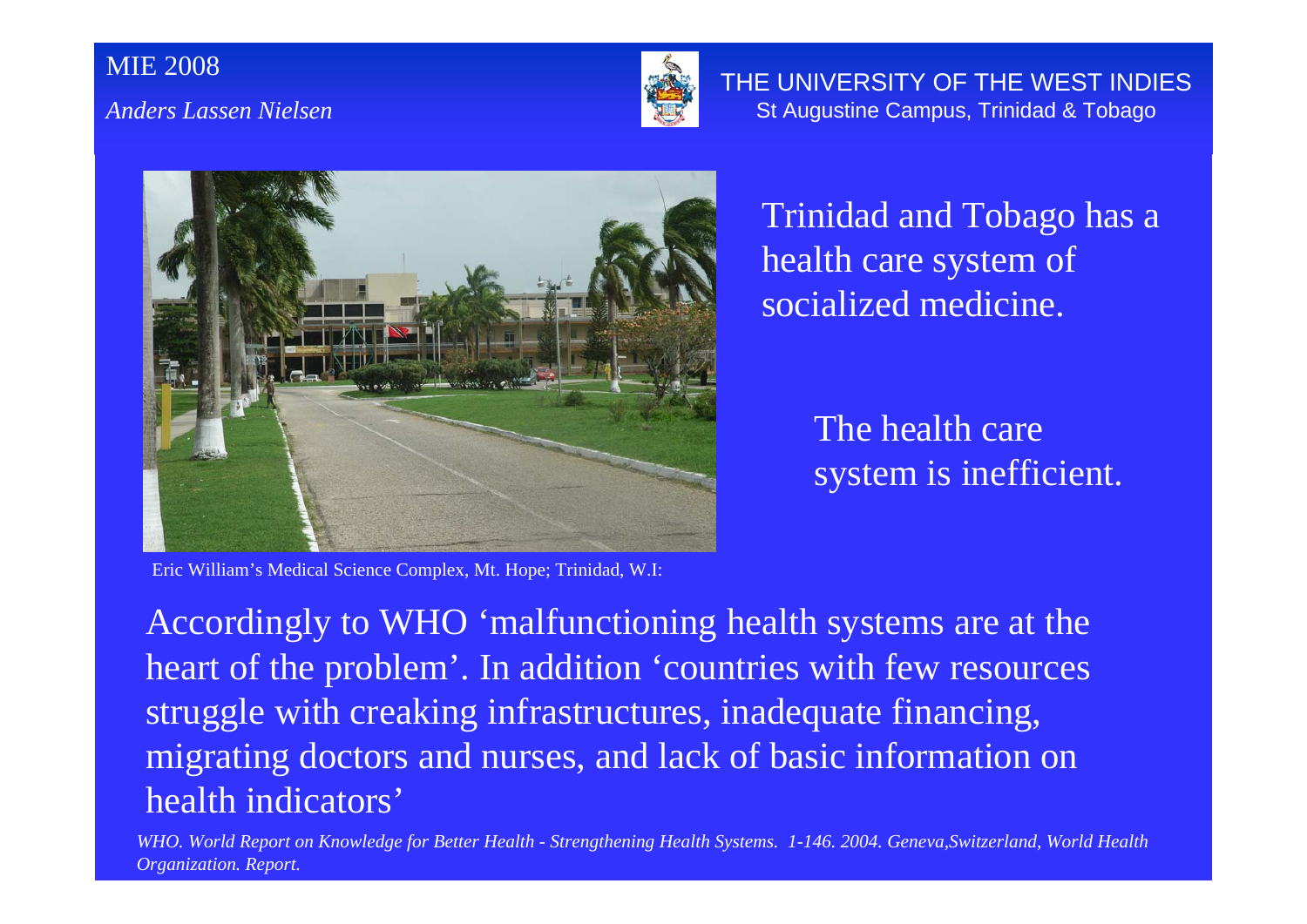Trinidad and Tobago has a health care system of socialized medicine.

The health care system is inefficient.

Eric William's Medical Science Complex, Mt. Hope; Trinidad, W.I:

Accordingly to WHO 'malfunctioning health systems are at the heart of the problem'. In addition 'countries with few resources struggle with creaking infrastructures, inadequate financing, migrating doctors and nurses, and lack of basic information on health indicators'

*WHO. World Report on Knowledge for Better Health - Strengthening Health Systems. 1-146. 2004. Geneva,Switzerland, World Health Organization. Report.*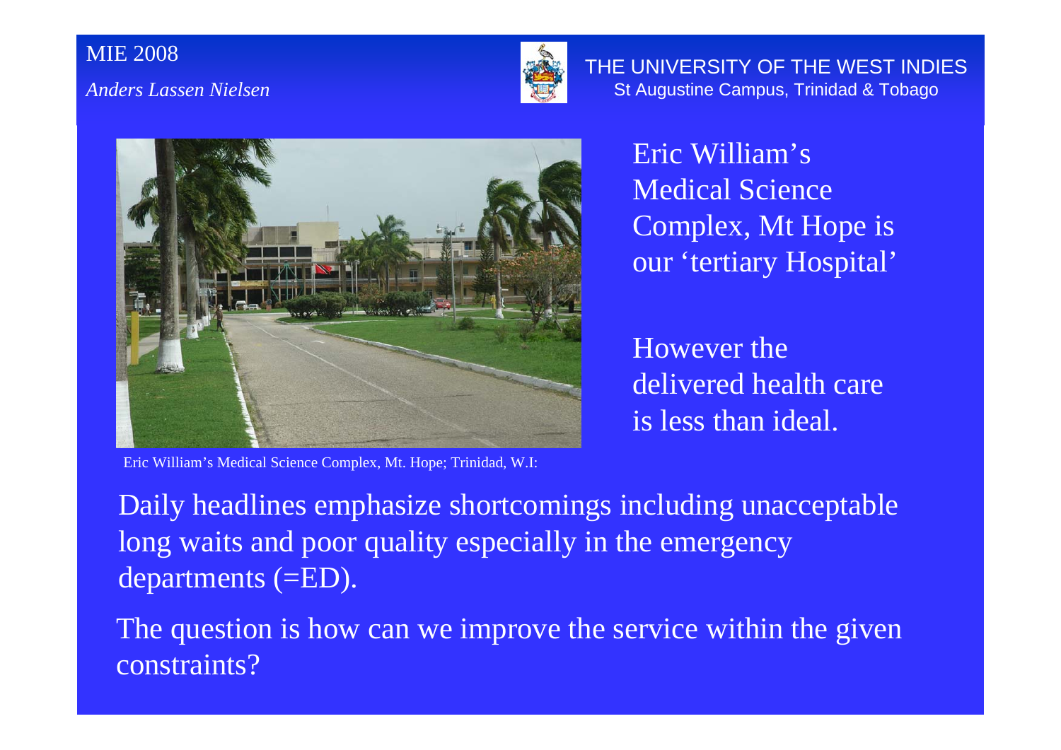Eric William's Medical Science Complex, Mt Hope is our 'tertiary Hospital'

However the delivered health care is less than ideal.

Eric William's Medical Science Complex, Mt. Hope; Trinidad, W.I:

Daily headlines emphasize shortcomings including unacceptable long waits and poor quality especially in the emergency departments (=ED).

The question is how can we improve the service within the given constraints?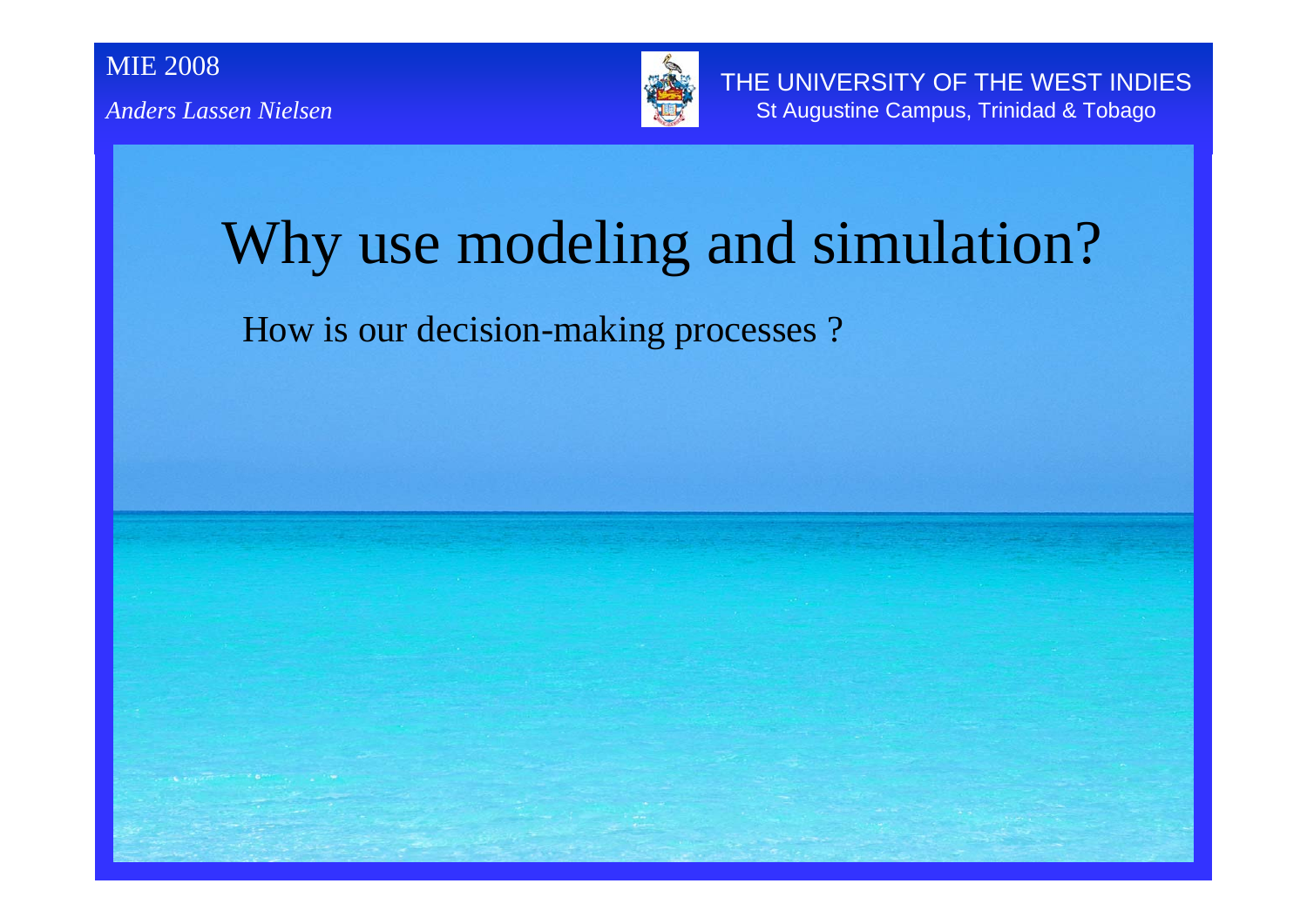# Why use modeling and simulation?

How is our decision-making processes ?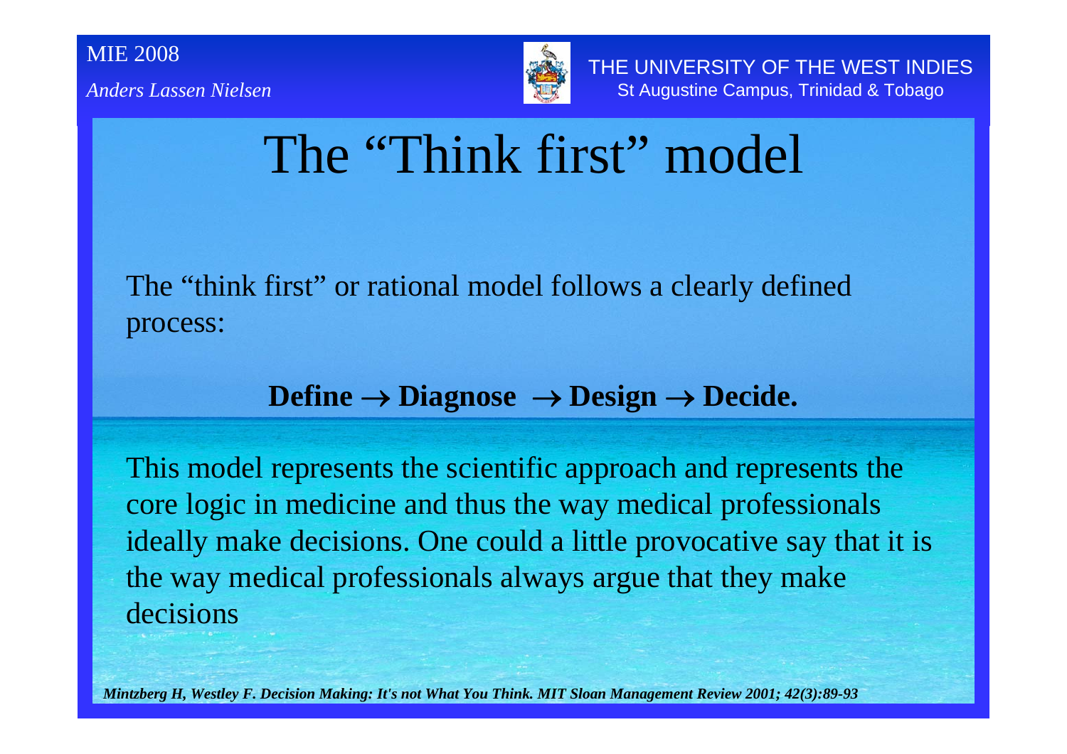# The "Think first" model

The "think first" or rational model follows a clearly defined process:

**Define → Diagnose → Design → Decide.**

This model represents the scientific approach and represents the core logic in medicine and thus the way medical professionals ideally make decisions. One could a little provocative say that it is the way medical professionals always argue that they make decisions

***Mintzberg H, Westley F. Decision Making: It's not What You Think. MIT Sloan Management Review 2001; 42(3):89-93***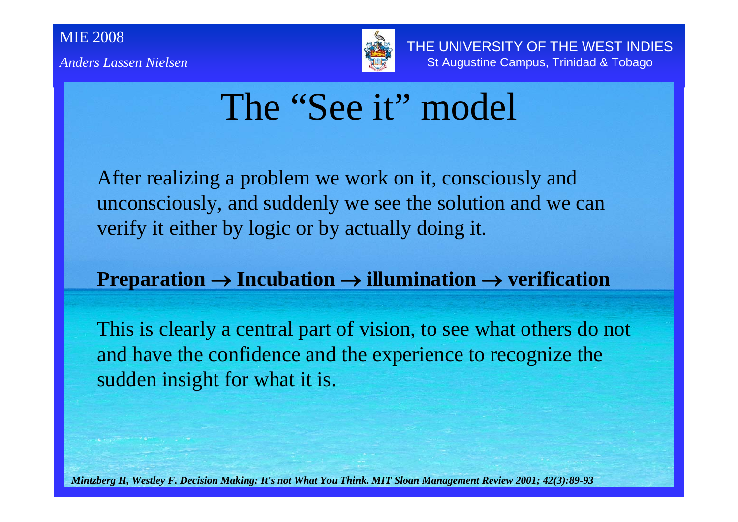# The "See it" model

After realizing a problem we work on it, consciously and unconsciously, and suddenly we see the solution and we can verify it either by logic or by actually doing it.

**Preparation → Incubation → illumination → verification**

This is clearly a central part of vision, to see what others do not and have the confidence and the experience to recognize the sudden insight for what it is.

***Mintzberg H, Westley F. Decision Making: It's not What You Think. MIT Sloan Management Review 2001; 42(3):89-93***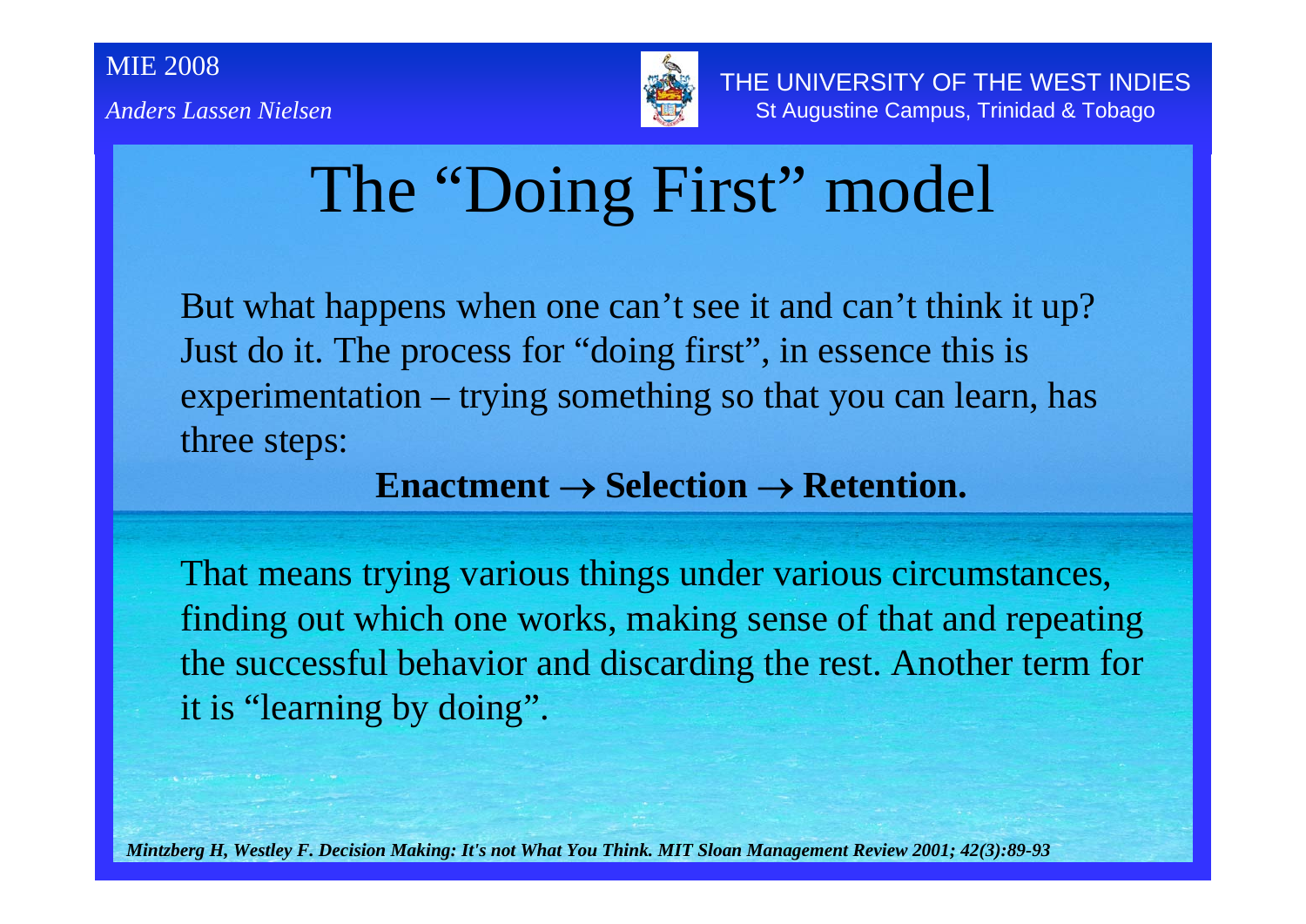# The "Doing First" model

But what happens when one can't see it and can't think it up? Just do it. The process for "doing first", in essence this is experimentation – trying something so that you can learn, has three steps:

**Enactment → Selection → Retention.**

That means trying various things under various circumstances, finding out which one works, making sense of that and repeating the successful behavior and discarding the rest. Another term for it is "learning by doing".

***Mintzberg H, Westley F. Decision Making: It's not What You Think. MIT Sloan Management Review 2001; 42(3):89-93***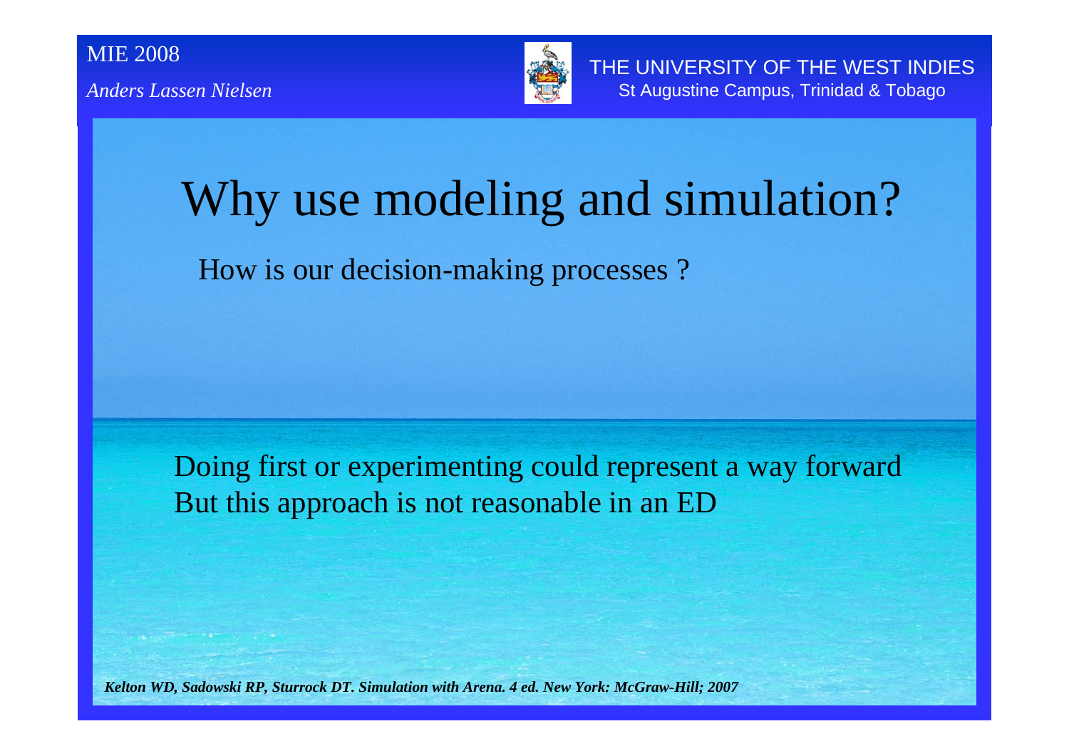# Why use modeling and simulation?

How is our decision-making processes ?

Doing first or experimenting could represent a way forward
But this approach is not reasonable in an ED

***Kelton WD, Sadowski RP, Sturrock DT. Simulation with Arena. 4 ed. New York: McGraw-Hill; 2007***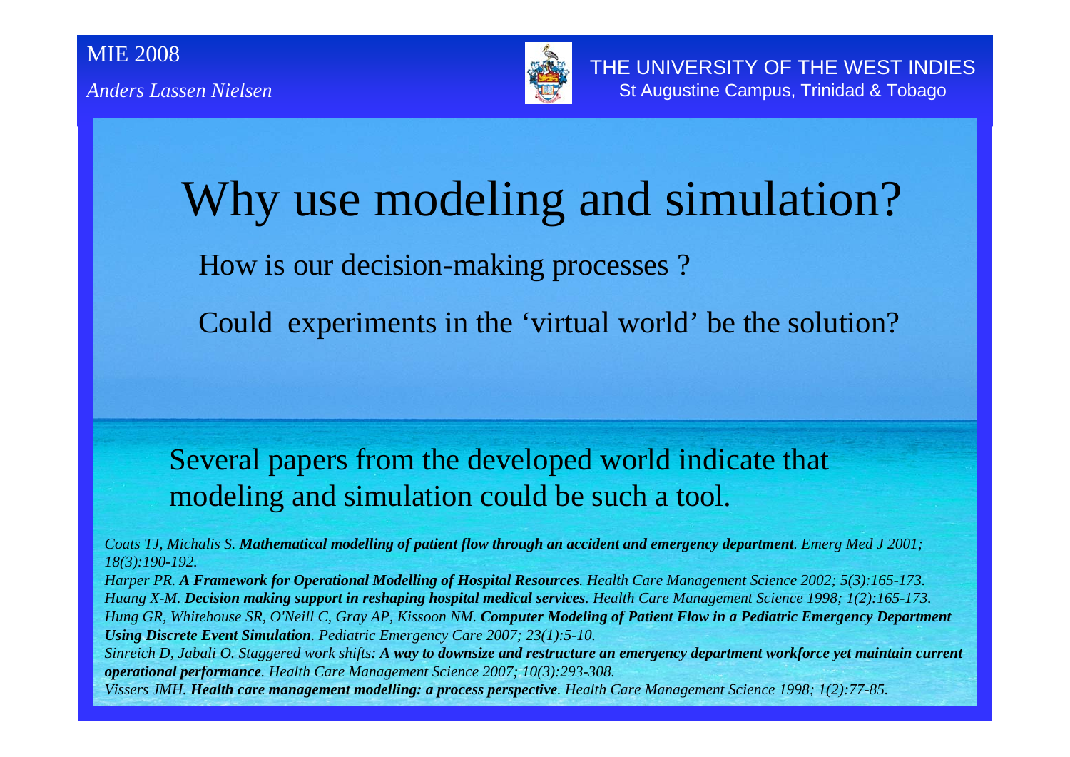# Why use modeling and simulation?

How is our decision-making processes ?

Could experiments in the 'virtual world' be the solution?

Several papers from the developed world indicate that modeling and simulation could be such a tool.

*Coats TJ, Michalis S.* ***Mathematical modelling of patient flow through an accident and emergency department****. Emerg Med J 2001; 18(3):190-192.*

*Harper PR.* ***A Framework for Operational Modelling of Hospital Resources****. Health Care Management Science 2002; 5(3):165-173.*

*Huang X-M.* ***Decision making support in reshaping hospital medical services****. Health Care Management Science 1998; 1(2):165-173.*

*Hung GR, Whitehouse SR, O'Neill C, Gray AP, Kissoon NM.* ***Computer Modeling of Patient Flow in a Pediatric Emergency Department Using Discrete Event Simulation****. Pediatric Emergency Care 2007; 23(1):5-10.*

*Sinreich D, Jabali O. Staggered work shifts:* ***A way to downsize and restructure an emergency department workforce yet maintain current operational performance****. Health Care Management Science 2007; 10(3):293-308.*

*Vissers JMH.* ***Health care management modelling: a process perspective****. Health Care Management Science 1998; 1(2):77-85.*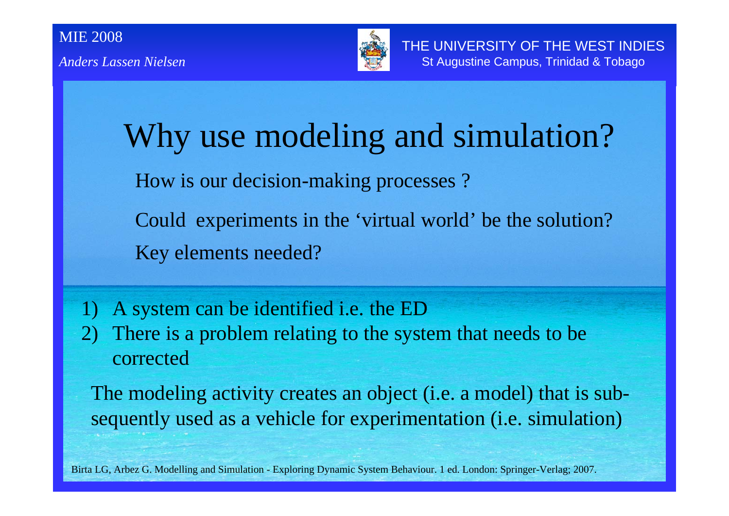# Why use modeling and simulation?

How is our decision-making processes ?

Could experiments in the 'virtual world' be the solution?

Key elements needed?

1) A system can be identified i.e. the ED
2) There is a problem relating to the system that needs to be corrected

The modeling activity creates an object (i.e. a model) that is subsequently used as a vehicle for experimentation (i.e. simulation)

Birta LG, Arbez G. Modelling and Simulation - Exploring Dynamic System Behaviour. 1 ed. London: Springer-Verlag; 2007.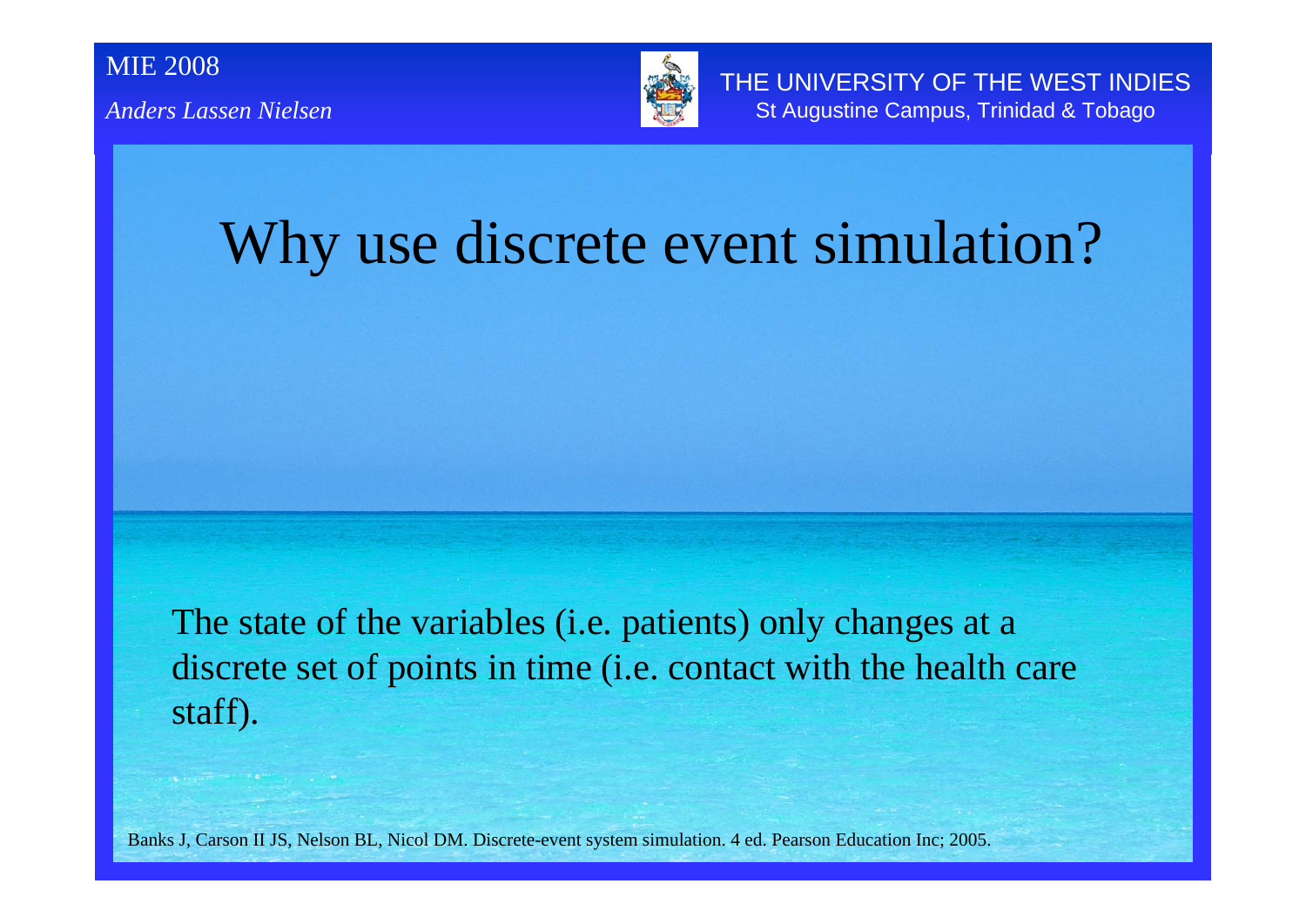# Why use discrete event simulation?

The state of the variables (i.e. patients) only changes at a discrete set of points in time (i.e. contact with the health care staff).

Banks J, Carson II JS, Nelson BL, Nicol DM. Discrete-event system simulation. 4 ed. Pearson Education Inc; 2005.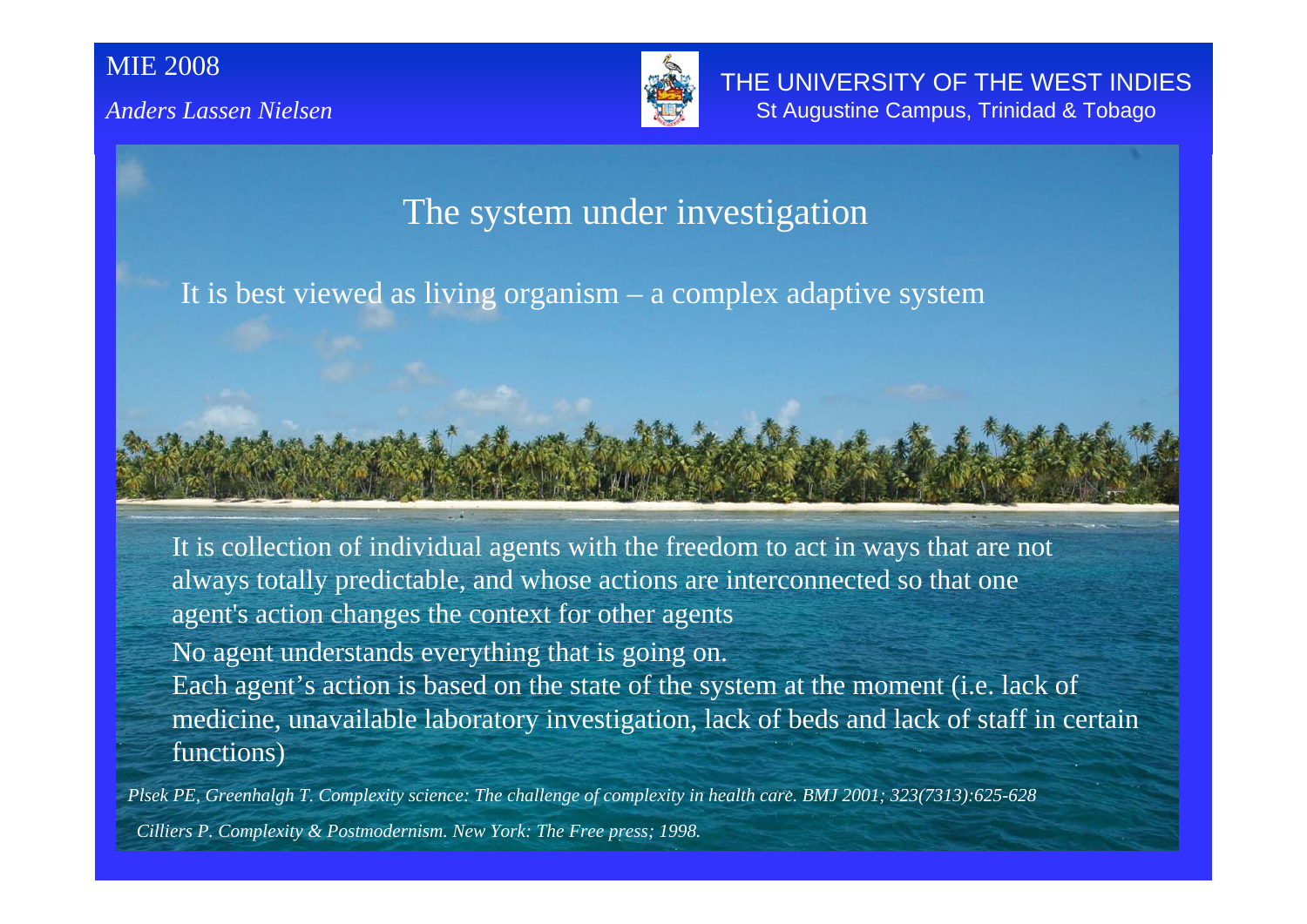## The system under investigation

It is best viewed as living organism – a complex adaptive system

It is collection of individual agents with the freedom to act in ways that are not always totally predictable, and whose actions are interconnected so that one agent's action changes the context for other agents

No agent understands everything that is going on.

Each agent's action is based on the state of the system at the moment (i.e. lack of medicine, unavailable laboratory investigation, lack of beds and lack of staff in certain functions)

*Plsek PE, Greenhalgh T. Complexity science: The challenge of complexity in health care. BMJ 2001; 323(7313):625-628*

*Cilliers P. Complexity & Postmodernism. New York: The Free press; 1998.*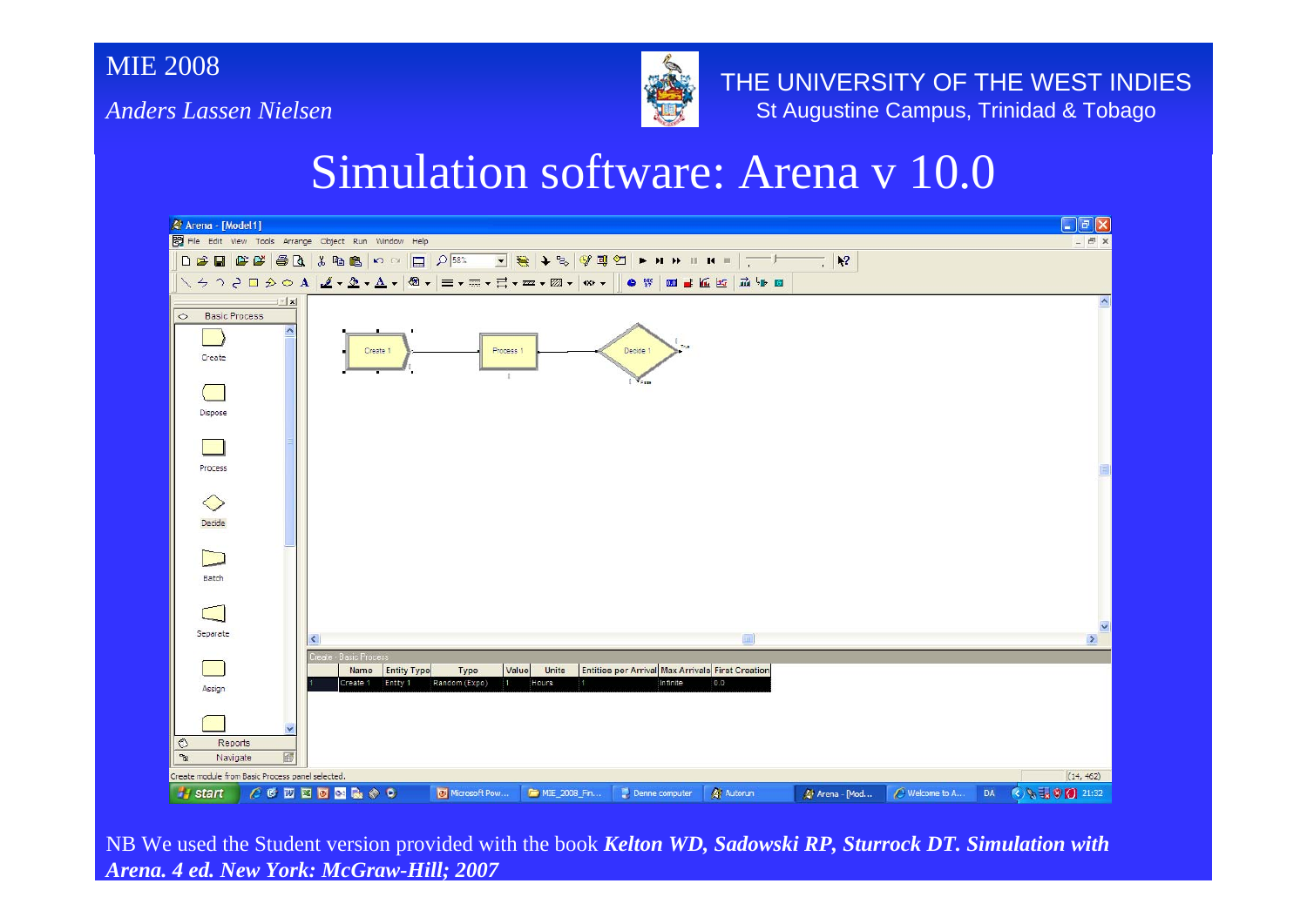# Simulation software: Arena v 10.0

NB We used the Student version provided with the book ***Kelton WD, Sadowski RP, Sturrock DT. Simulation with Arena. 4 ed. New York: McGraw-Hill; 2007***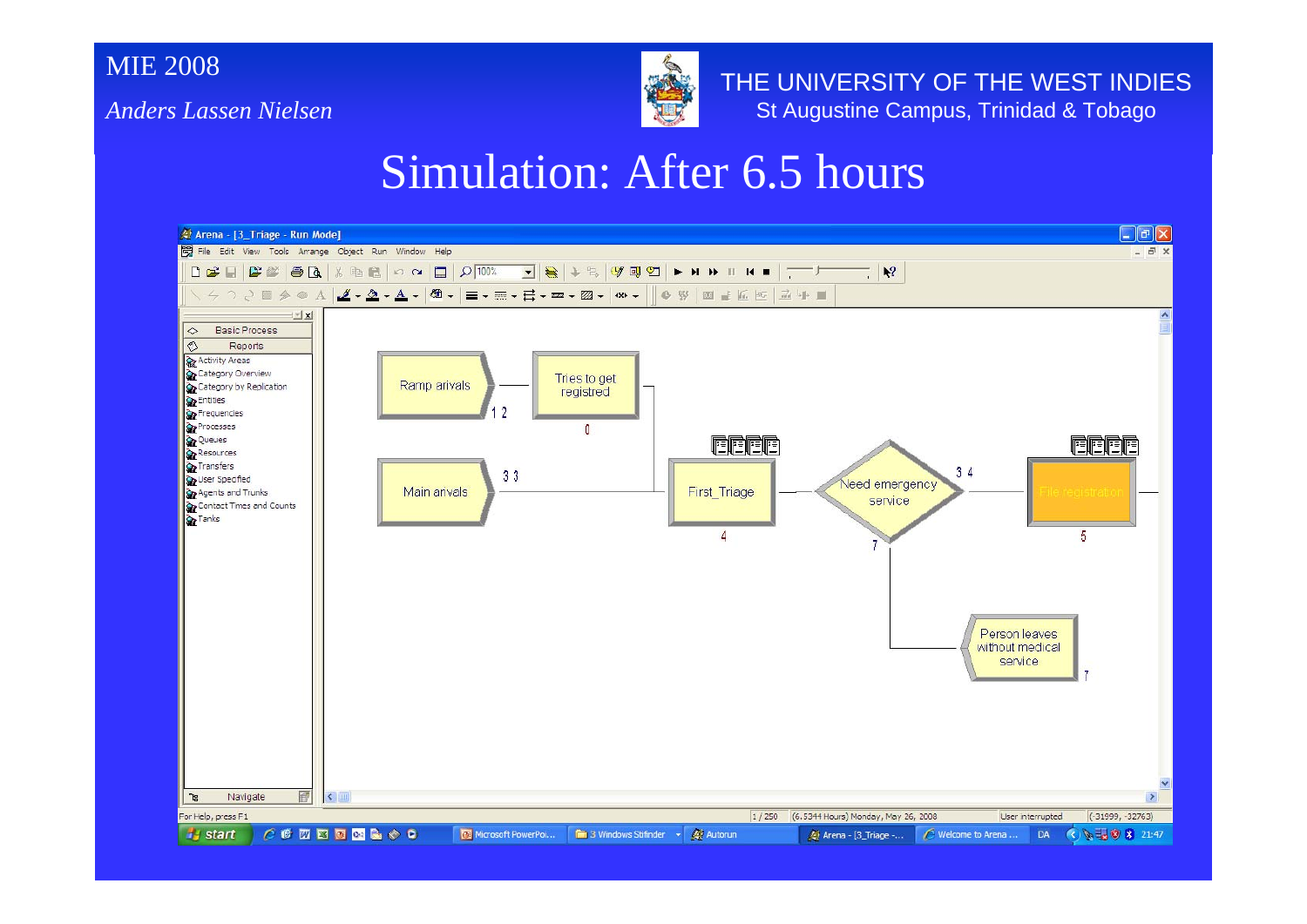# Simulation: After 6.5 hours

Arena - [3_Triage - Run Mode]

- Ramp arivals — 1 2
- Tries to get registred — 0
- Main arivals — 3 3
- First_Triage — 4
- Need emergency service — 3 4 / 7
- File registration — 5
- Person leaves without medical service — 7

(6.5344 Hours) Monday, May 26, 2008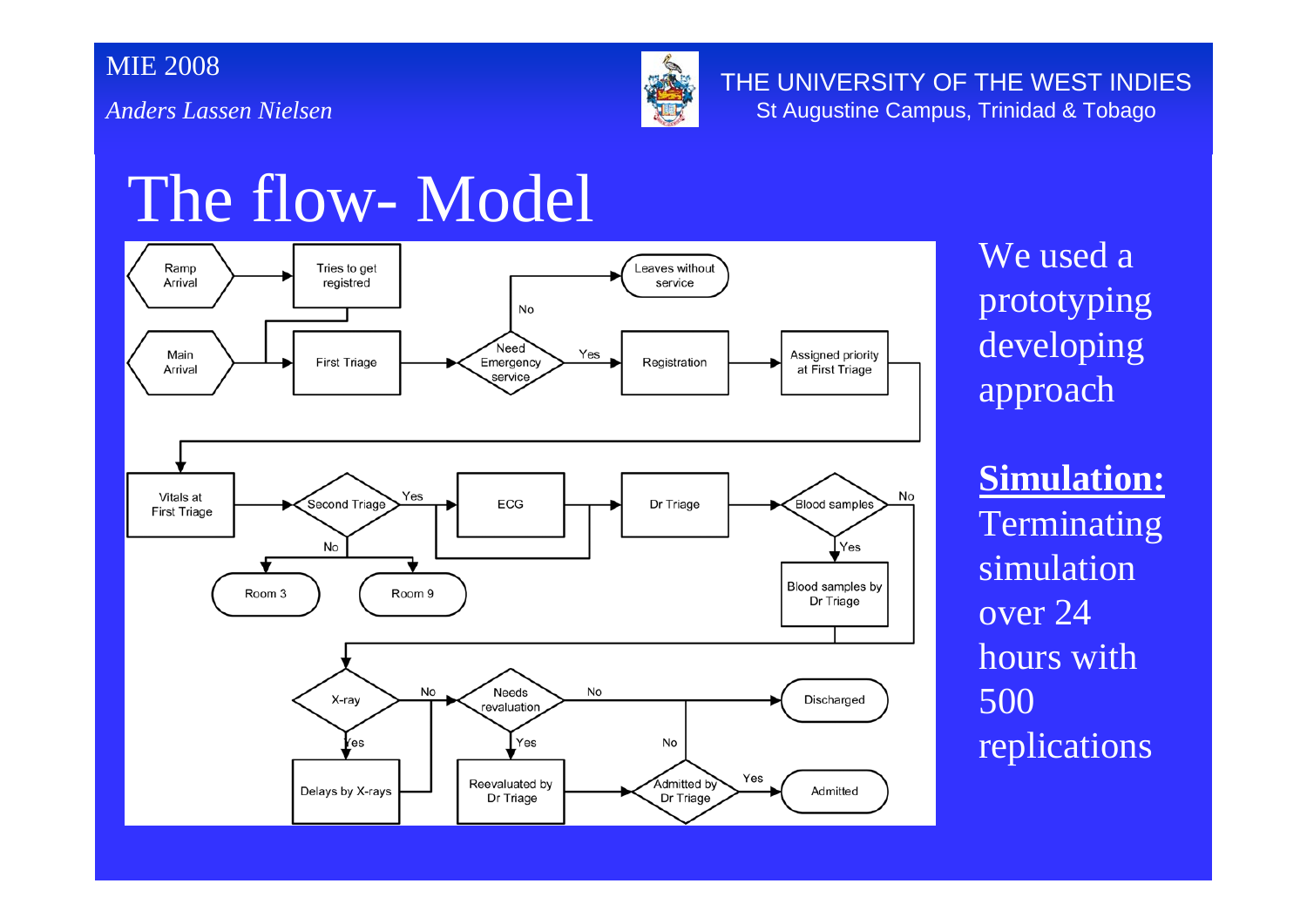# The flow- Model

Ramp Arrival → Tries to get registred

Main Arrival → First Triage → Need Emergency service → No → Leaves without service

Need Emergency service → Yes → Registration → Assigned priority at First Triage

Vitals at First Triage → Second Triage → Yes → ECG → Dr Triage → Blood samples → Yes → Blood samples by Dr Triage

Second Triage → No → Room 3 / Room 9

Blood samples → No

X-ray → Yes → Delays by X-rays

X-ray → No → Needs revaluation → No → Discharged

Needs revaluation → Yes → Reevaluated by Dr Triage → Admitted by Dr Triage → Yes → Admitted

Admitted by Dr Triage → No → Discharged

We used a prototyping developing approach

**Simulation:**
Terminating simulation over 24 hours with 500 replications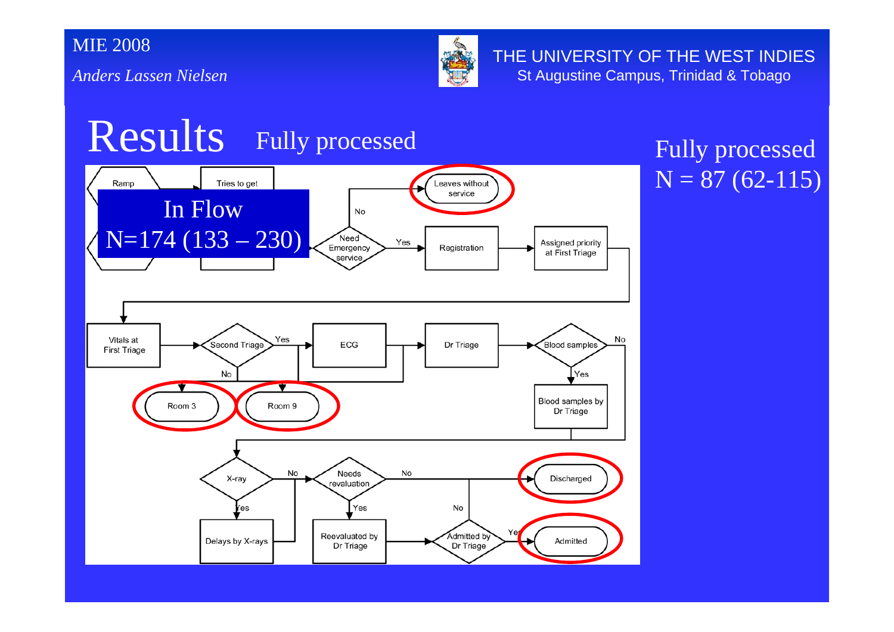# Results Fully processed

In Flow
N=174 (133 – 230)

Ramp

Tries to get

Leaves without service

No

Need Emergency service

Yes

Registration

Assigned priority at First Triage

Vitals at First Triage

Second Triage

Yes

ECG

Dr Triage

Blood samples

No

No

Yes

Room 3

Room 9

Blood samples by Dr Triage

X-ray

No

Needs revaluation

No

Discharged

Yes

Yes

No

Delays by X-rays

Reevaluated by Dr Triage

Admitted by Dr Triage

Yes

Admitted

Fully processed
N = 87 (62-115)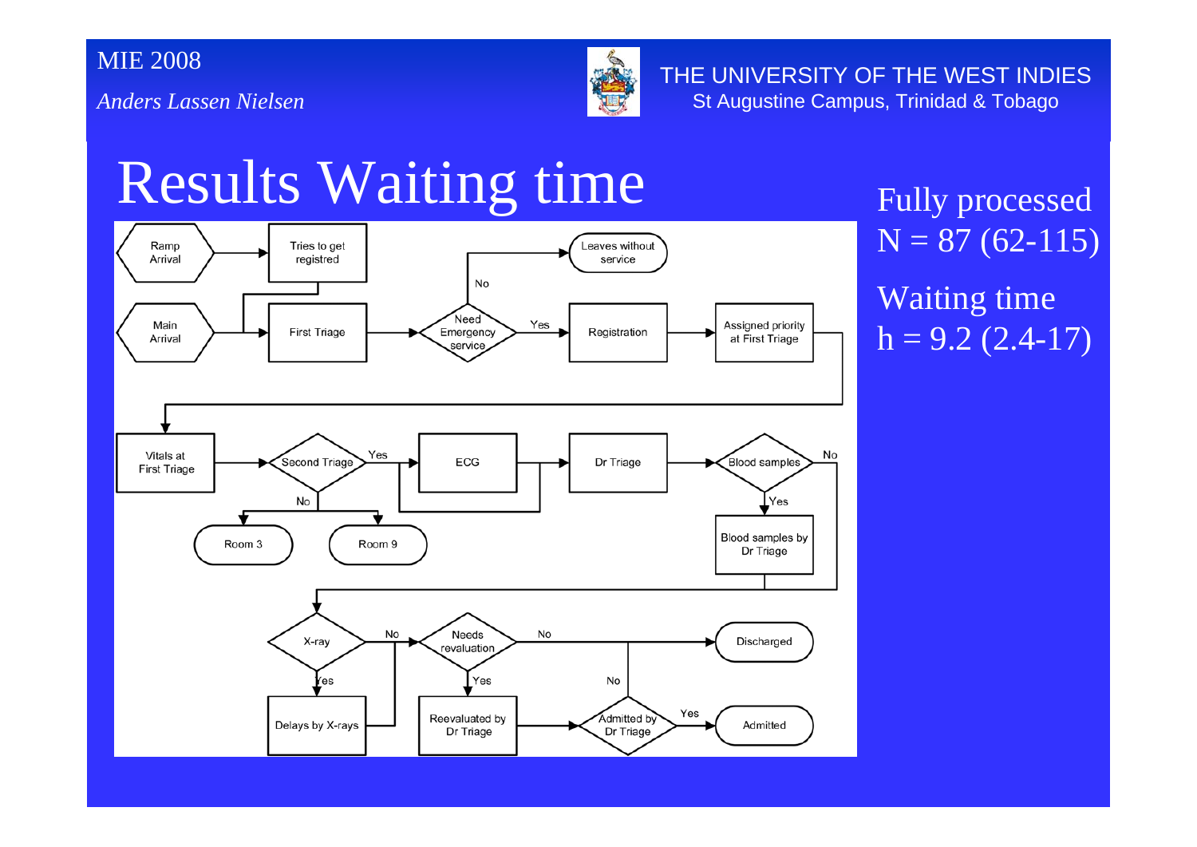# Results Waiting time

Ramp Arrival → Tries to get registred

Main Arrival → First Triage → Need Emergency service
- No → Leaves without service
- Yes → Registration → Assigned priority at First Triage

Vitals at First Triage → Second Triage
- No → Room 3 / Room 9
- Yes → ECG → Dr Triage → Blood samples
  - Yes → Blood samples by Dr Triage
  - No

X-ray
- Yes → Delays by X-rays
- No → Needs revaluation
  - No → Discharged
  - Yes → Reevaluated by Dr Triage → Admitted by Dr Triage
    - Yes → Admitted
    - No → Discharged

Fully processed
N = 87 (62-115)

Waiting time
h = 9.2 (2.4-17)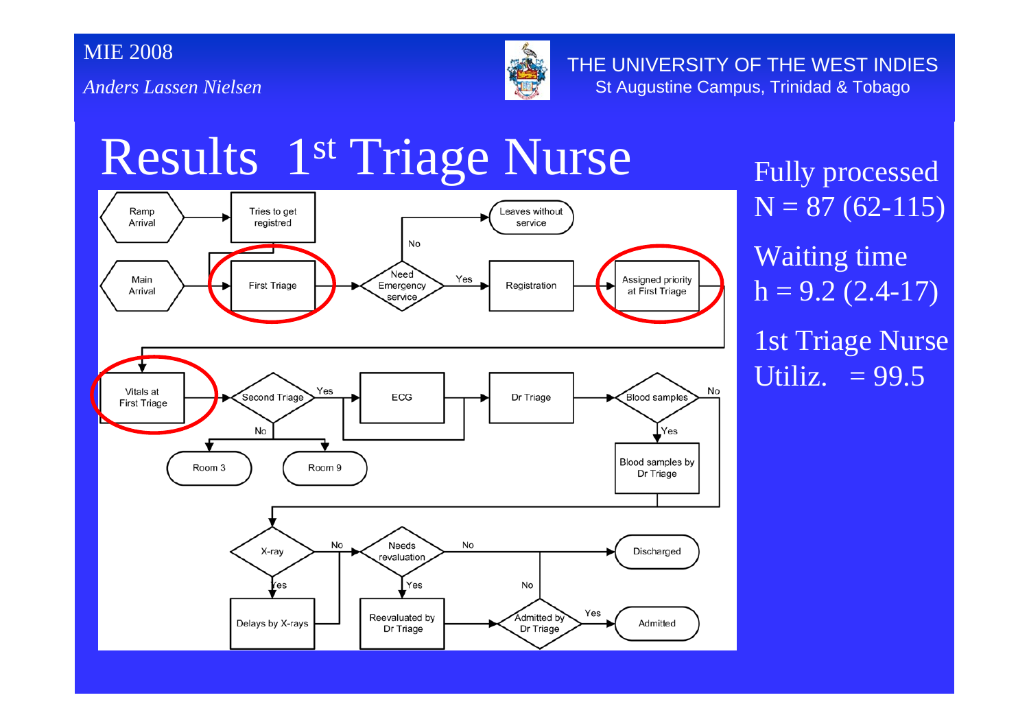# Results 1st Triage Nurse

Ramp Arrival → Tries to get registred

Main Arrival → First Triage → Need Emergency service → No: Leaves without service; Yes: Registration → Assigned priority at First Triage

Vitals at First Triage → Second Triage → Yes: ECG → Dr Triage → Blood samples → Yes: Blood samples by Dr Triage; No

Second Triage → No: Room 3, Room 9

X-ray → Yes: Delays by X-rays; No: Needs revaluation → No: Discharged; Yes: Reevaluated by Dr Triage → Admitted by Dr Triage → Yes: Admitted; No: Discharged

Fully processed
N = 87 (62-115)

Waiting time
h = 9.2 (2.4-17)

1st Triage Nurse
Utiliz. = 99.5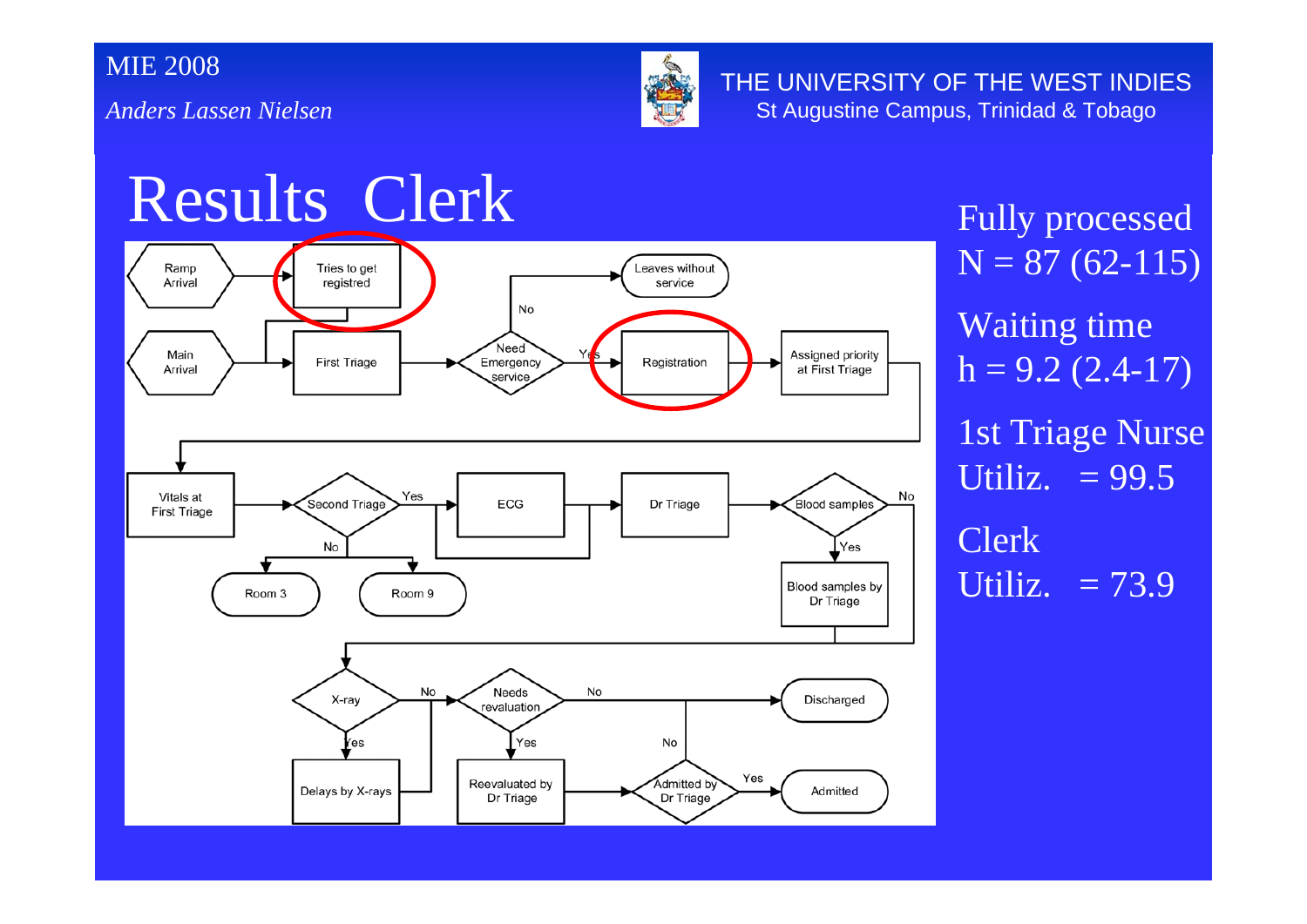# Results Clerk

Fully processed
N = 87 (62-115)

Waiting time
h = 9.2 (2.4-17)

1st Triage Nurse
Utiliz. = 99.5

Clerk
Utiliz. = 73.9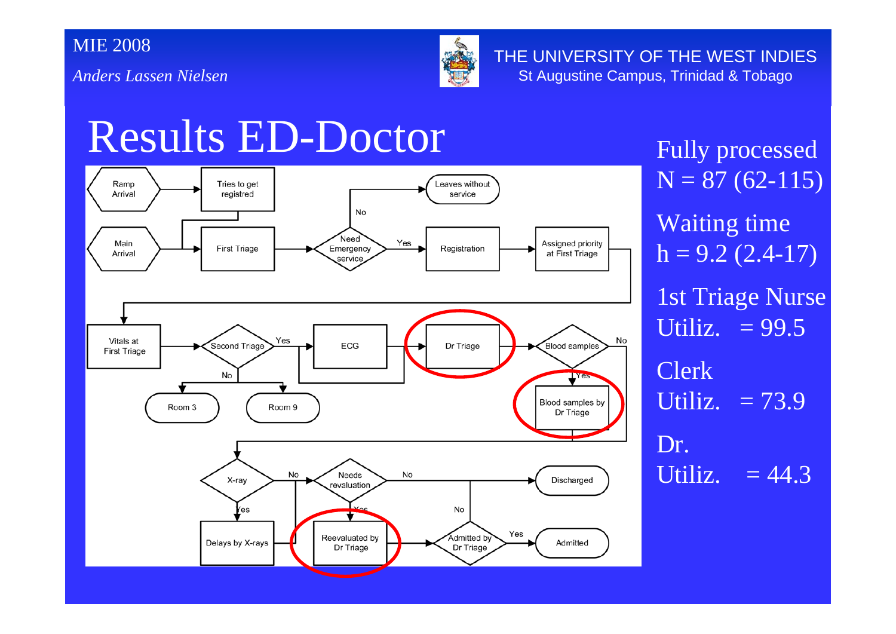# Results ED-Doctor

Ramp Arrival → Tries to get registred

Main Arrival → First Triage → Need Emergency service?
- No → Leaves without service
- Yes → Registration → Assigned priority at First Triage

Vitals at First Triage → Second Triage?
- Yes → ECG → Dr Triage → Blood samples?
  - Yes → Blood samples by Dr Triage
  - No
- No → Room 3 / Room 9

X-ray?
- Yes → Delays by X-rays
- No → Needs revaluation?
  - No → Discharged
  - Yes → Reevaluated by Dr Triage → Admitted by Dr Triage?
    - Yes → Admitted
    - No → Discharged

Fully processed
N = 87 (62-115)

Waiting time
h = 9.2 (2.4-17)

1st Triage Nurse
Utiliz. = 99.5

Clerk
Utiliz. = 73.9

Dr.
Utiliz. = 44.3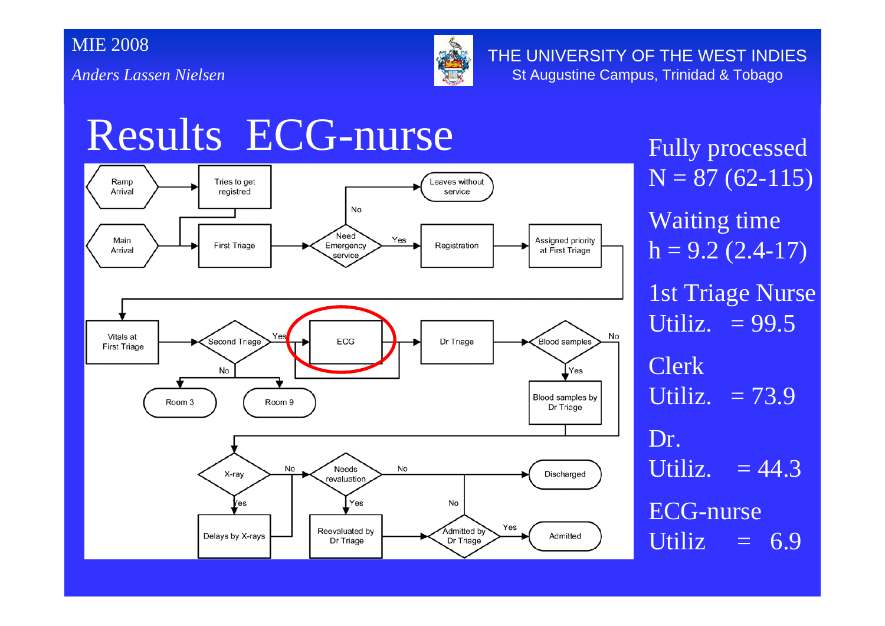# Results ECG-nurse

Ramp Arrival → Tries to get registred

Main Arrival → First Triage → Need Emergency service? — No → Leaves without service; Yes → Registration → Assigned priority at First Triage

Vitals at First Triage → Second Triage? — Yes → ECG → Dr Triage → Blood samples? — Yes → Blood samples by Dr Triage; No →

Second Triage — No → Room 3 / Room 9

X-ray? — Yes → Delays by X-rays; No → Needs revaluation? — No → Discharged; Yes → Reevaluated by Dr Triage → Admitted by Dr Triage? — Yes → Admitted; No → Discharged

Fully processed
N = 87 (62-115)

Waiting time
h = 9.2 (2.4-17)

1st Triage Nurse
Utiliz. = 99.5

Clerk
Utiliz. = 73.9

Dr.
Utiliz. = 44.3

ECG-nurse
Utiliz = 6.9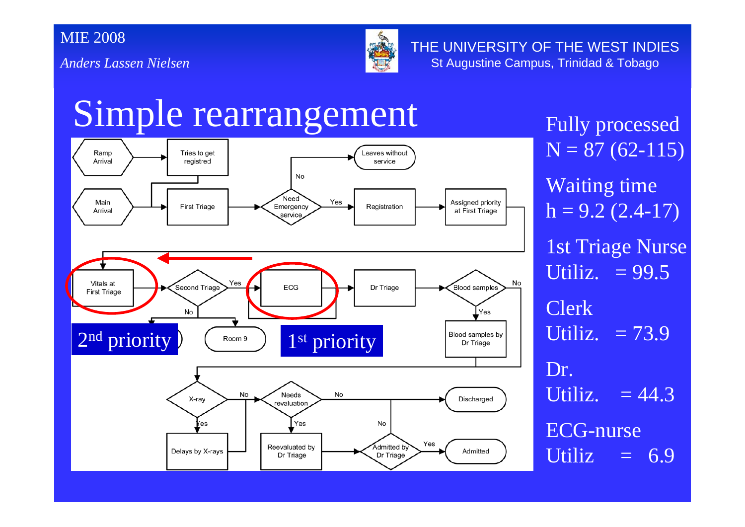# Simple rearrangement

Ramp Arrival → Tries to get registred

Main Arrival → First Triage → Need Emergency service? No → Leaves without service; Yes → Registration → Assigned priority at First Triage

Vitals at First Triage → Second Triage? Yes → ECG → Dr Triage → Blood samples? Yes → Blood samples by Dr Triage; No → X-ray

Second Triage No → Room 9

X-ray? Yes → Delays by X-rays; No → Needs revaluation? No → Discharged; Yes → Reevaluated by Dr Triage → Admitted by Dr Triage? Yes → Admitted; No → Discharged

2nd priority

1st priority

Fully processed
N = 87 (62-115)

Waiting time
h = 9.2 (2.4-17)

1st Triage Nurse
Utiliz. = 99.5

Clerk
Utiliz. = 73.9

Dr.
Utiliz. = 44.3

ECG-nurse
Utiliz = 6.9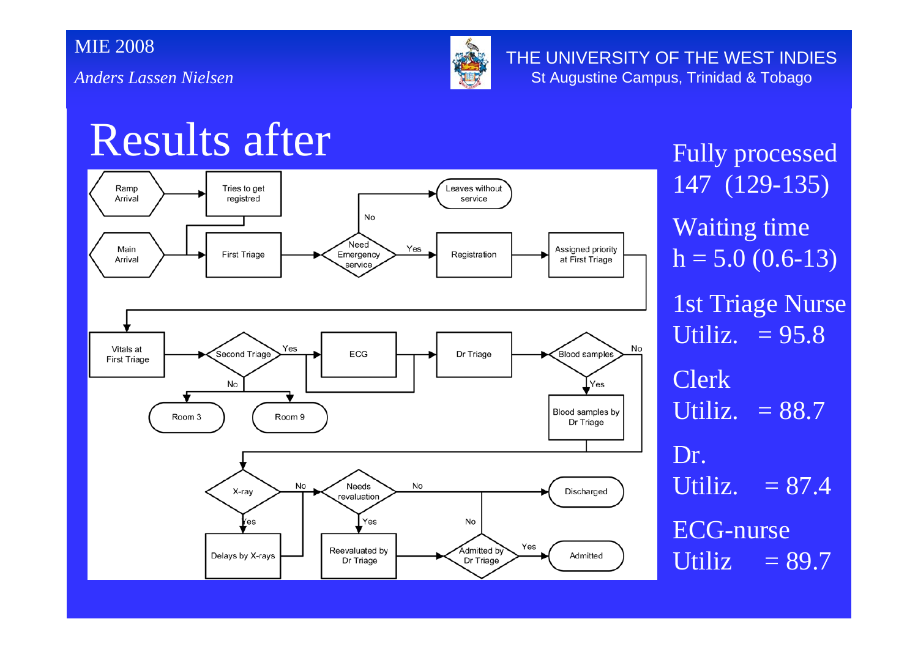# Results after

Fully processed
147 (129-135)

Waiting time
h = 5.0 (0.6-13)

1st Triage Nurse
Utiliz. = 95.8

Clerk
Utiliz. = 88.7

Dr.
Utiliz. = 87.4

ECG-nurse
Utiliz = 89.7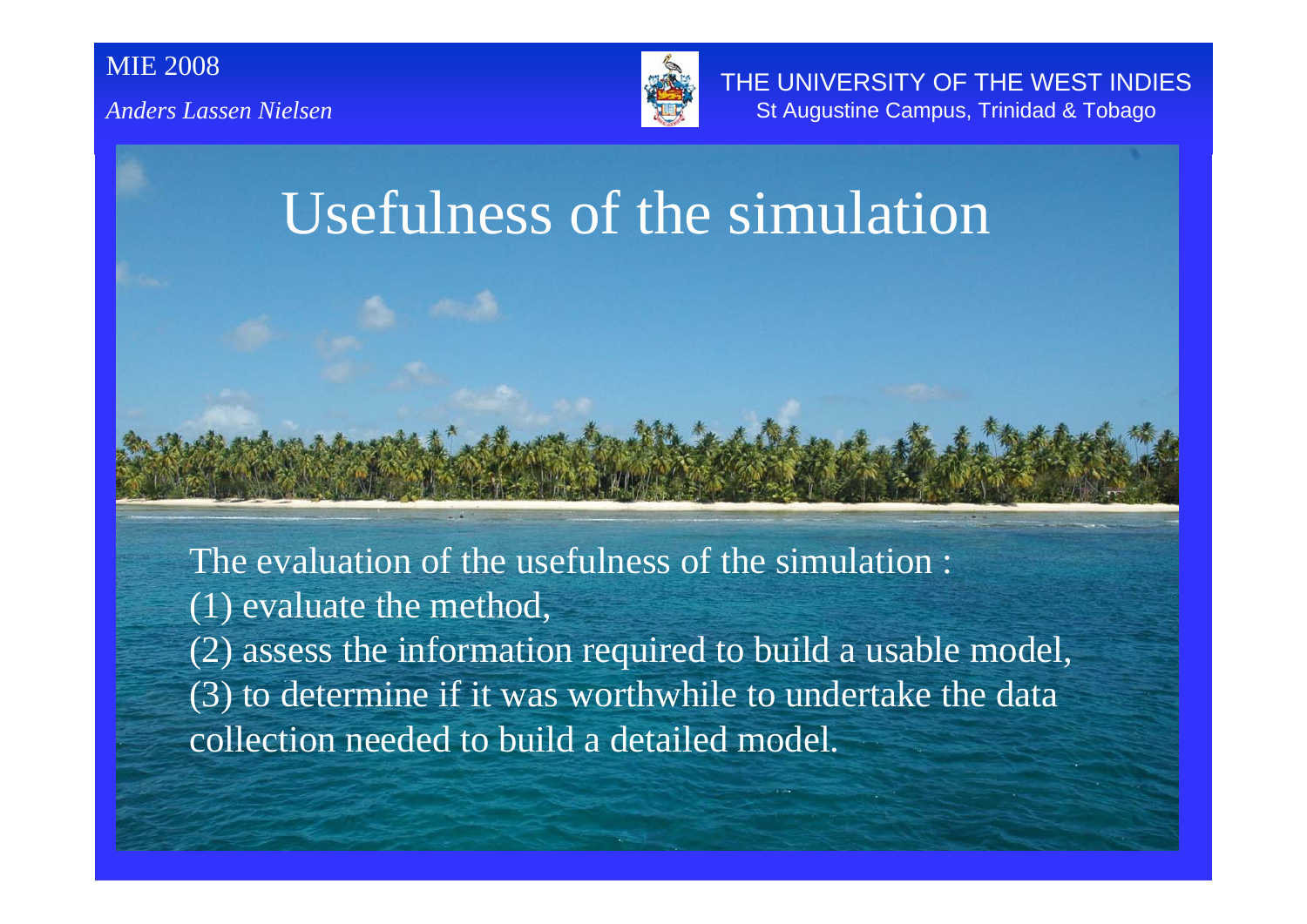# Usefulness of the simulation

The evaluation of the usefulness of the simulation :
(1) evaluate the method,
(2) assess the information required to build a usable model,
(3) to determine if it was worthwhile to undertake the data collection needed to build a detailed model.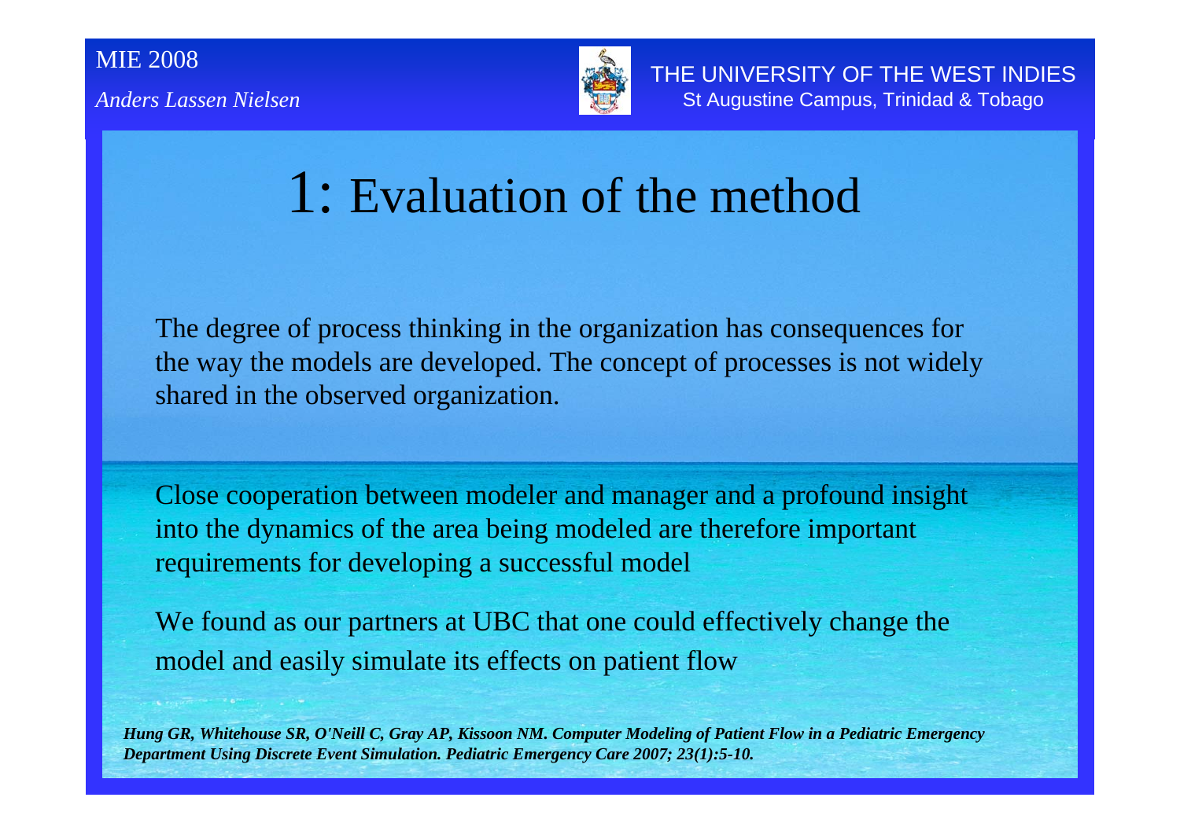# 1: Evaluation of the method

The degree of process thinking in the organization has consequences for the way the models are developed. The concept of processes is not widely shared in the observed organization.

Close cooperation between modeler and manager and a profound insight into the dynamics of the area being modeled are therefore important requirements for developing a successful model

We found as our partners at UBC that one could effectively change the model and easily simulate its effects on patient flow

***Hung GR, Whitehouse SR, O'Neill C, Gray AP, Kissoon NM. Computer Modeling of Patient Flow in a Pediatric Emergency Department Using Discrete Event Simulation. Pediatric Emergency Care 2007; 23(1):5-10.***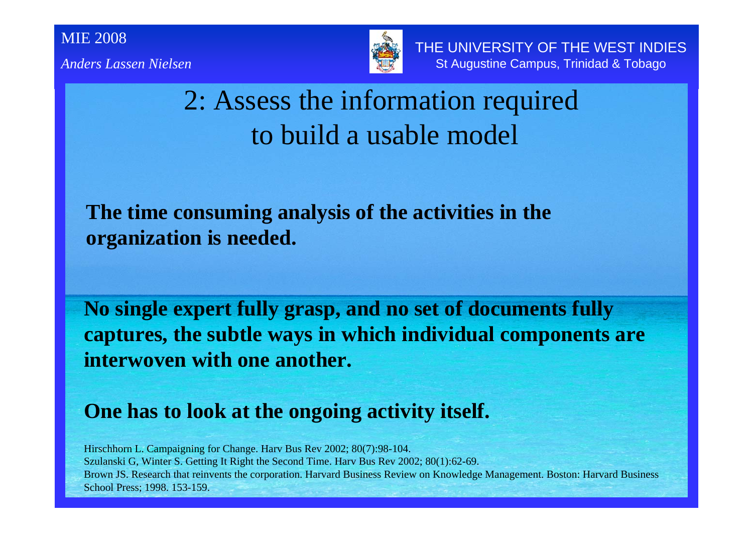# 2: Assess the information required to build a usable model

**The time consuming analysis of the activities in the organization is needed.**

**No single expert fully grasp, and no set of documents fully captures, the subtle ways in which individual components are interwoven with one another.**

**One has to look at the ongoing activity itself.**

Hirschhorn L. Campaigning for Change. Harv Bus Rev 2002; 80(7):98-104.
Szulanski G, Winter S. Getting It Right the Second Time. Harv Bus Rev 2002; 80(1):62-69.
Brown JS. Research that reinvents the corporation. Harvard Business Review on Knowledge Management. Boston: Harvard Business School Press; 1998. 153-159.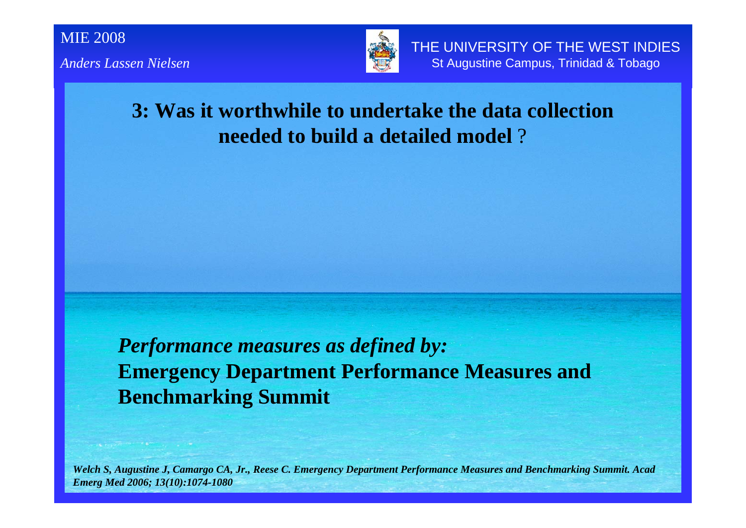## 3: Was it worthwhile to undertake the data collection needed to build a detailed model ?

***Performance measures as defined by:***
**Emergency Department Performance Measures and Benchmarking Summit**

***Welch S, Augustine J, Camargo CA, Jr., Reese C. Emergency Department Performance Measures and Benchmarking Summit. Acad Emerg Med 2006; 13(10):1074-1080***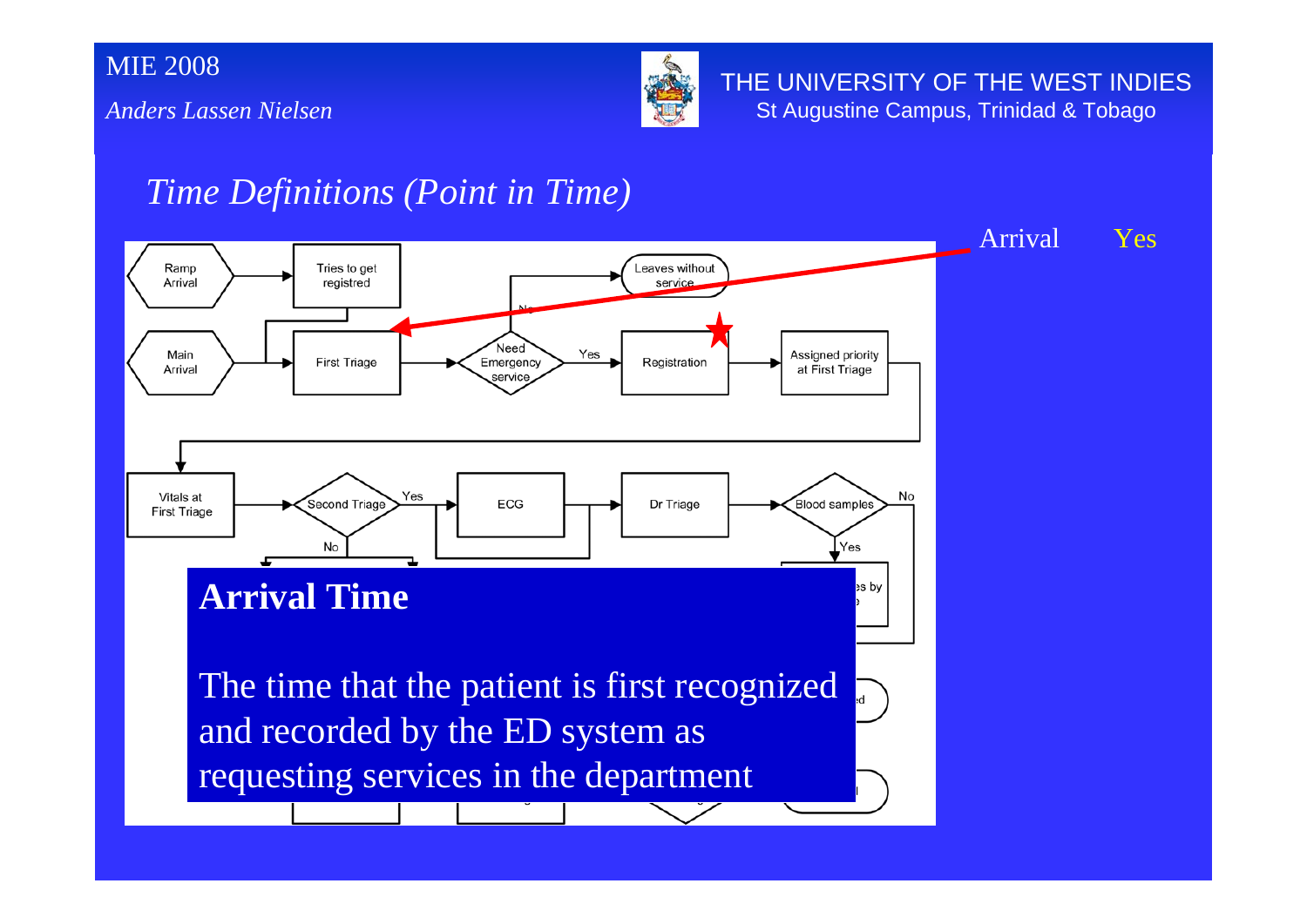## *Time Definitions (Point in Time)*

Arrival Yes

Ramp Arrival → Tries to get registred

Main Arrival → First Triage → Need Emergency service → Yes → Registration → Assigned priority at First Triage

Need Emergency service → No → Leaves without service

Vitals at First Triage → Second Triage → Yes → ECG → Dr Triage → Blood samples → Yes / No

Second Triage → No

### Arrival Time

The time that the patient is first recognized and recorded by the ED system as requesting services in the department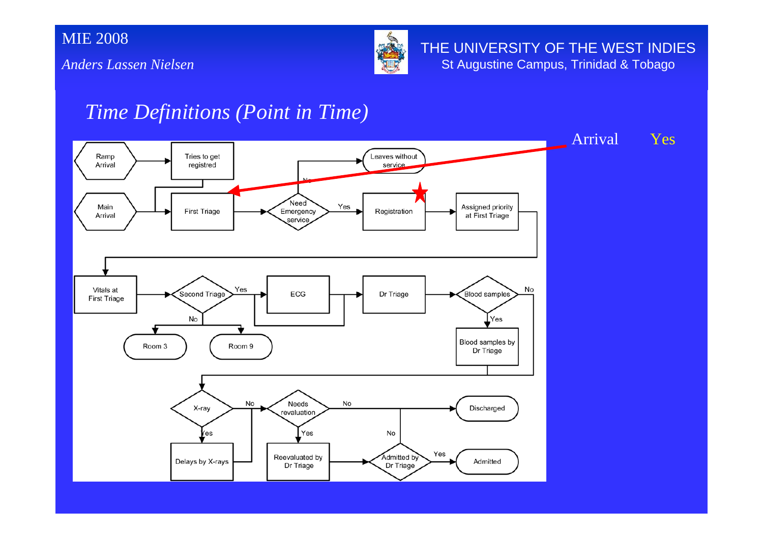## *Time Definitions (Point in Time)*

Arrival Yes

Ramp Arrival → Tries to get registred → First Triage

Main Arrival → First Triage → Need Emergency service

Need Emergency service — No → Leaves without service

Need Emergency service — Yes → Registration → Assigned priority at First Triage

Vitals at First Triage → Second Triage

Second Triage — Yes → ECG → Dr Triage

Second Triage — No → Room 3 / Room 9

Dr Triage → Blood samples

Blood samples — Yes → Blood samples by Dr Triage

Blood samples — No → X-ray

X-ray — Yes → Delays by X-rays

X-ray — No → Needs revaluation

Needs revaluation — No → Discharged

Needs revaluation — Yes → Reevaluated by Dr Triage → Admitted by Dr Triage

Admitted by Dr Triage — Yes → Admitted

Admitted by Dr Triage — No → Discharged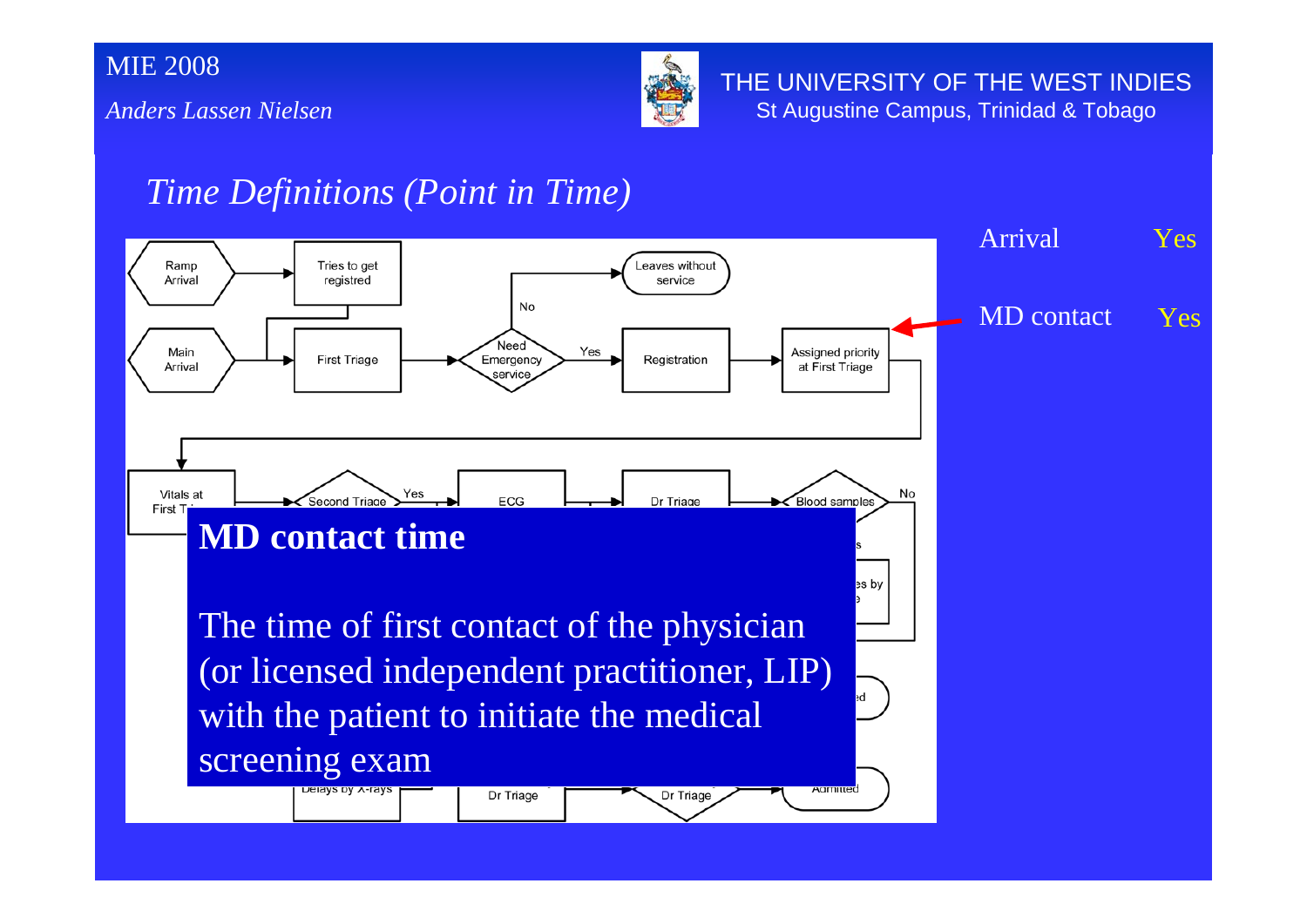## *Time Definitions (Point in Time)*

| | |
|---|---|
| Arrival | Yes |
| MD contact | Yes |

Ramp Arrival → Tries to get registred

Main Arrival → First Triage → Need Emergency service → No → Leaves without service

Need Emergency service → Yes → Registration → Assigned priority at First Triage

Vitals at First Triage → Second Triage → Yes → ECG → Dr Triage → Blood samples → No

Delays by X-rays → Dr Triage → Dr Triage → Admitted

**MD contact time**

The time of first contact of the physician (or licensed independent practitioner, LIP) with the patient to initiate the medical screening exam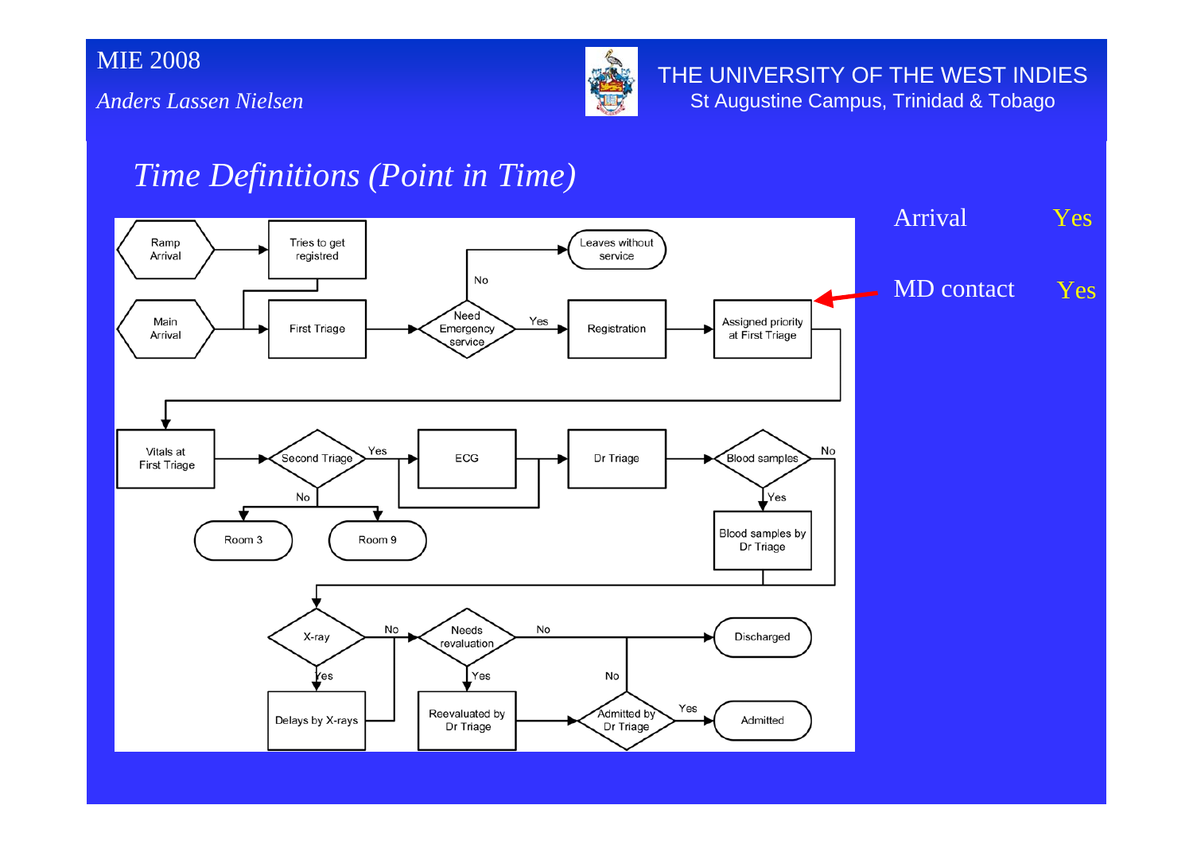# Time Definitions (Point in Time)

```
Ramp Arrival --> Tries to get registred --> First Triage
Main Arrival --> First Triage
First Triage --> Need Emergency service?
Need Emergency service? --No--> Leaves without service
Need Emergency service? --Yes--> Registration --> Assigned priority at First Triage
Assigned priority at First Triage --> Vitals at First Triage
Vitals at First Triage --> Second Triage?
Second Triage? --No--> Room 3 / Room 9
Second Triage? --Yes--> ECG --> Dr Triage
Second Triage? --Yes--> Dr Triage
Dr Triage --> Blood samples?
Blood samples? --Yes--> Blood samples by Dr Triage --> X-ray?
Blood samples? --No--> X-ray?
X-ray? --Yes--> Delays by X-rays --> Needs revaluation?
X-ray? --No--> Needs revaluation?
Needs revaluation? --No--> Discharged
Needs revaluation? --Yes--> Reevaluated by Dr Triage --> Admitted by Dr Triage?
Admitted by Dr Triage? --No--> Discharged
Admitted by Dr Triage? --Yes--> Admitted
```

| | |
|---|---|
| Arrival | Yes |
| MD contact | Yes |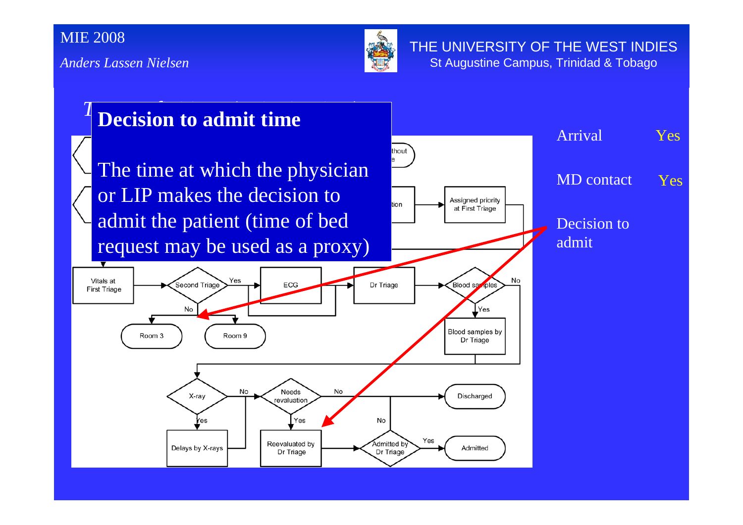## Decision to admit time

The time at which the physician or LIP makes the decision to admit the patient (time of bed request may be used as a proxy)

| | |
|---|---|
| Arrival | Yes |
| MD contact | Yes |
| Decision to admit | |

Vitals at First Triage → Second Triage → Yes → ECG → Dr Triage → Blood samples → Yes → Blood samples by Dr Triage

Second Triage → No → Room 3 / Room 9

Blood samples → No → X-ray

X-ray → Yes → Delays by X-rays

X-ray → No → Needs revaluation → No → Discharged

Needs revaluation → Yes → Reevaluated by Dr Triage → Admitted by Dr Triage → Yes → Admitted

Admitted by Dr Triage → No → Discharged

Assigned priority at First Triage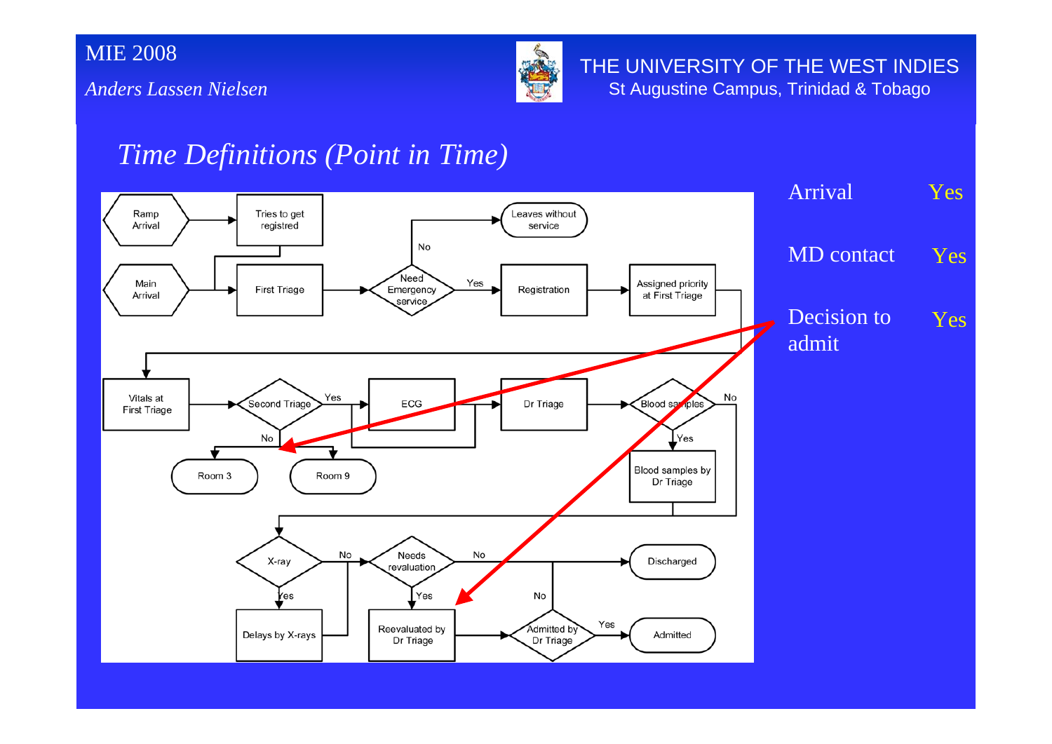## *Time Definitions (Point in Time)*

| | |
|---|---|
| Arrival | Yes |
| MD contact | Yes |
| Decision to admit | Yes |

Ramp Arrival → Tries to get registred

Main Arrival → First Triage → Need Emergency service (No → Leaves without service; Yes → Registration) → Assigned priority at First Triage

Vitals at First Triage → Second Triage (Yes → ECG → Dr Triage; No → Room 3 / Room 9)

Dr Triage → Blood samples (Yes → Blood samples by Dr Triage; No)

X-ray (Yes → Delays by X-rays; No) → Needs revaluation (No → Discharged; Yes → Reevaluated by Dr Triage) → Admitted by Dr Triage (Yes → Admitted; No)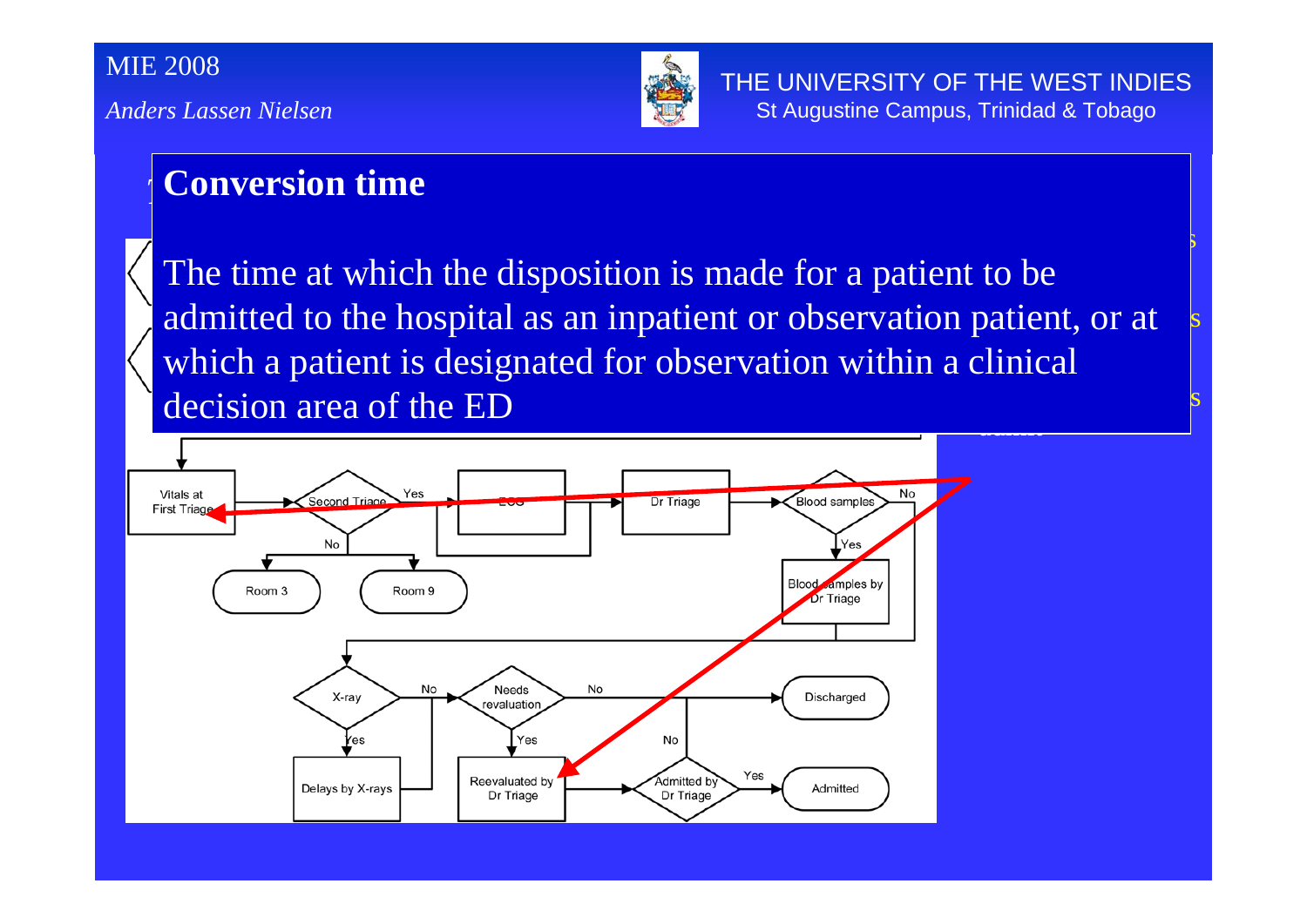## Conversion time

The time at which the disposition is made for a patient to be admitted to the hospital as an inpatient or observation patient, or at which a patient is designated for observation within a clinical decision area of the ED

Vitals at First Triage → Second Triage (Yes → ECG; No → Room 3 / Room 9) → Dr Triage → Blood samples (Yes → Blood samples by Dr Triage; No) → X-ray (Yes → Delays by X-rays; No) → Needs revaluation (Yes → Reevaluated by Dr Triage; No → Discharged) → Admitted by Dr Triage (Yes → Admitted; No → Discharged)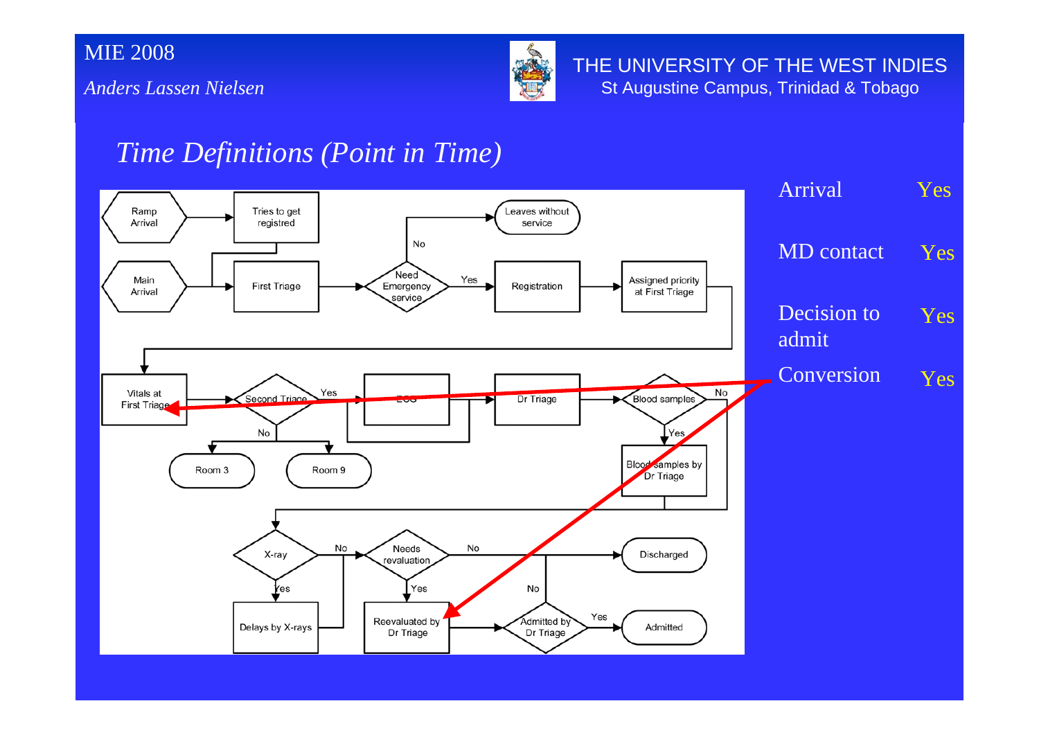## Time Definitions (Point in Time)

```mermaid
flowchart LR
    RA{{Ramp Arrival}} --> TR[Tries to get registred]
    MA{{Main Arrival}} --> FT[First Triage]
    TR --> FT
    FT --> NES{Need Emergency service}
    NES -->|No| LWS([Leaves without service])
    NES -->|Yes| REG[Registration]
    REG --> APF[Assigned priority at First Triage]
    APF --> VFT[Vitals at First Triage]
    VFT --> ST{Second Triage}
    ST -->|No| R3([Room 3])
    ST -->|No| R9([Room 9])
    ST -->|Yes| ECG[ECG]
    ECG --> DT[Dr Triage]
    ST --> DT
    DT --> BS{Blood samples}
    BS -->|Yes| BSD[Blood samples by Dr Triage]
    BS -->|No| XR{X-ray}
    BSD --> XR
    XR -->|Yes| DX[Delays by X-rays]
    XR -->|No| NR{Needs revaluation}
    DX --> NR
    NR -->|No| DIS([Discharged])
    NR -->|Yes| RDT[Reevaluated by Dr Triage]
    RDT --> ADT{Admitted by Dr Triage}
    ADT -->|Yes| ADM([Admitted])
    ADT -->|No| DIS
```

Conversion (red arrows): points to "Vitals at First Triage" and "Reevaluated by Dr Triage"

| | |
|---|---|
| Arrival | Yes |
| MD contact | Yes |
| Decision to admit | Yes |
| Conversion | Yes |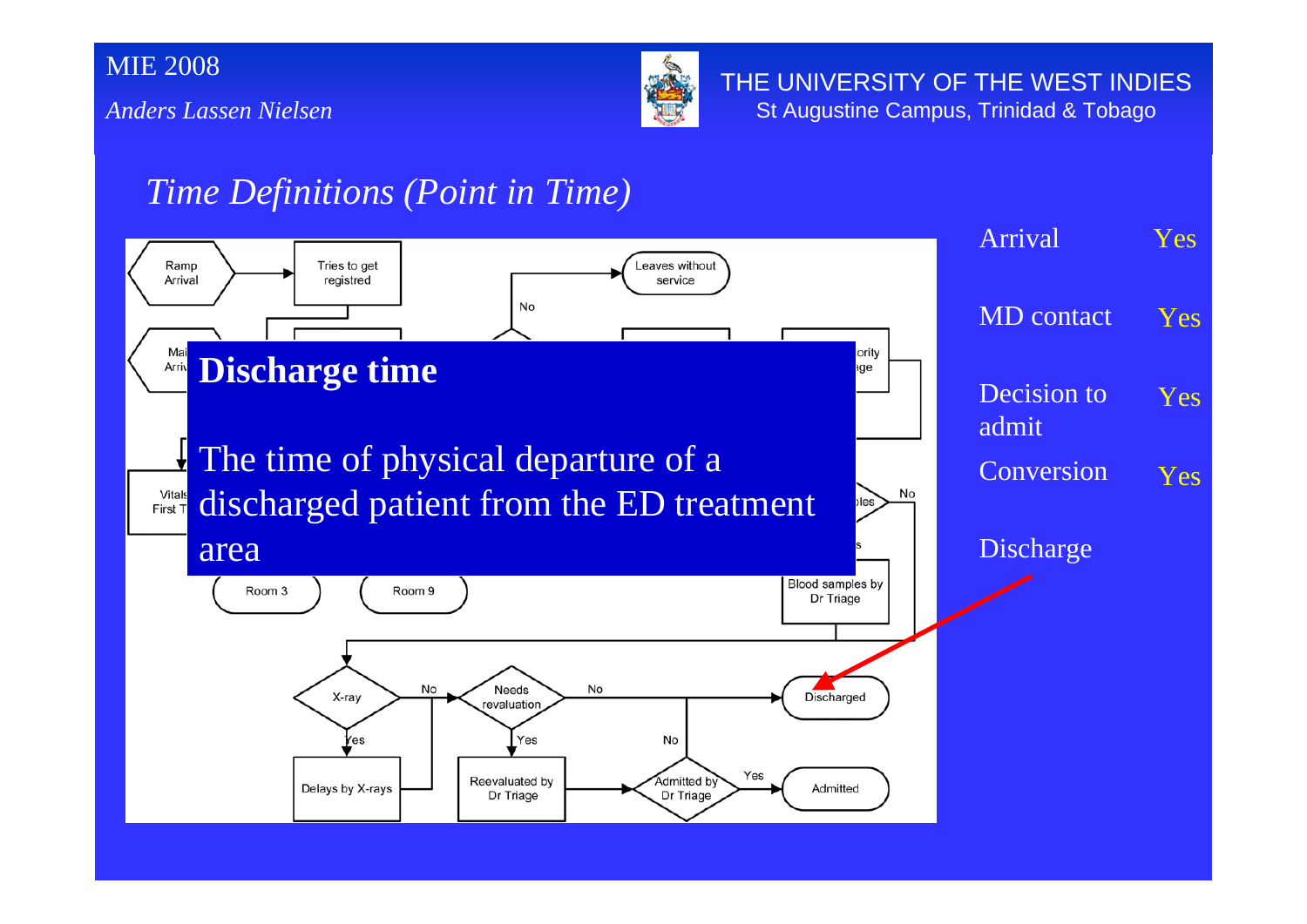## *Time Definitions (Point in Time)*

**Discharge time**

The time of physical departure of a discharged patient from the ED treatment area

| | |
|---|---|
| Arrival | Yes |
| MD contact | Yes |
| Decision to admit | Yes |
| Conversion | Yes |
| Discharge | |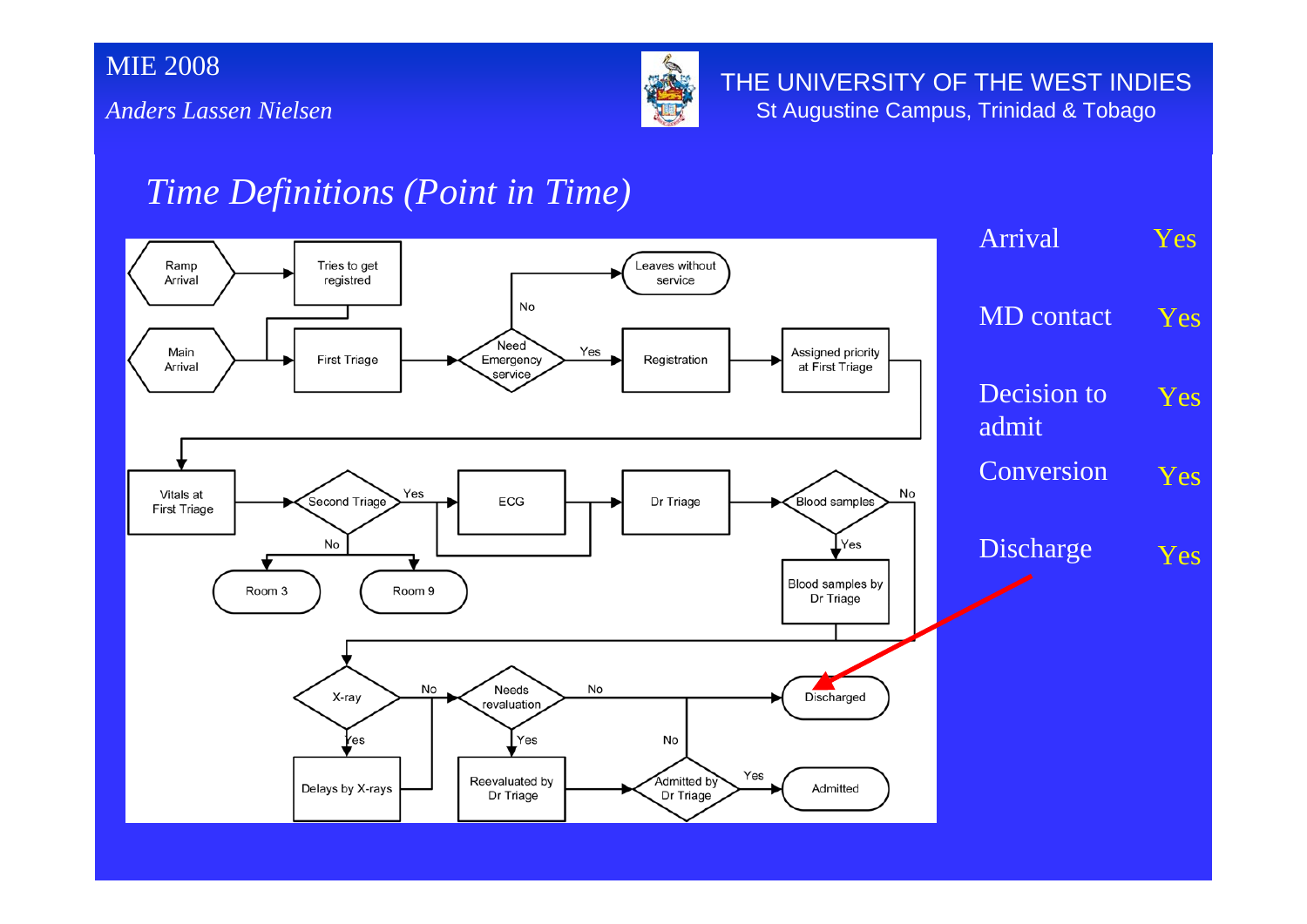## Time Definitions (Point in Time)

| | |
|---|---|
| Arrival | Yes |
| MD contact | Yes |
| Decision to admit | Yes |
| Conversion | Yes |
| Discharge | Yes |

Ramp Arrival → Tries to get registred

Main Arrival → First Triage → Need Emergency service → No → Leaves without service

Need Emergency service → Yes → Registration → Assigned priority at First Triage → Vitals at First Triage → Second Triage

Second Triage → No → Room 3 / Room 9

Second Triage → Yes → ECG → Dr Triage → Blood samples

Blood samples → Yes → Blood samples by Dr Triage

X-ray → Yes → Delays by X-rays

X-ray → No → Needs revaluation → No → Discharged

Needs revaluation → Yes → Reevaluated by Dr Triage → Admitted by Dr Triage → Yes → Admitted

Admitted by Dr Triage → No → Discharged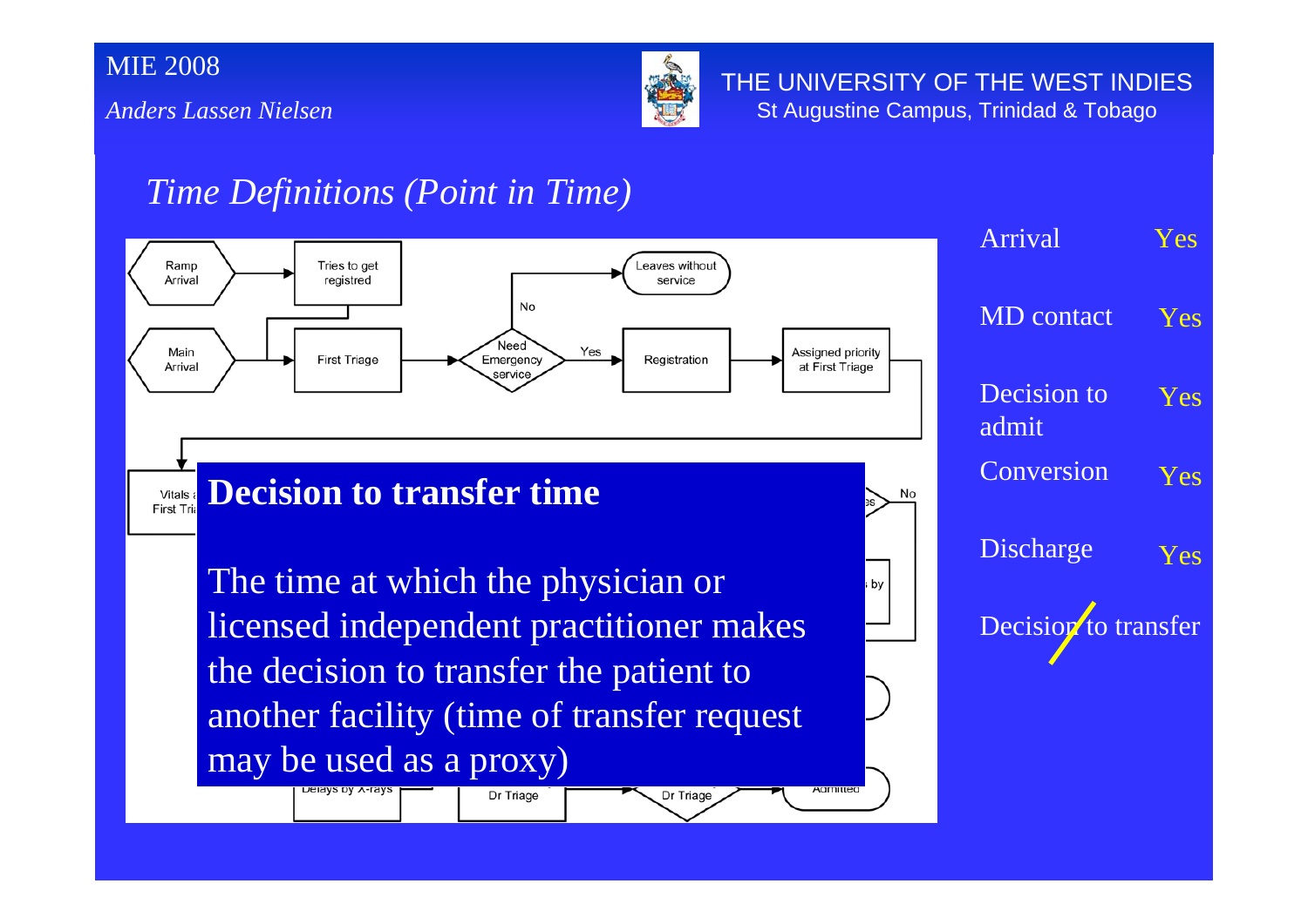## *Time Definitions (Point in Time)*

### Decision to transfer time

The time at which the physician or licensed independent practitioner makes the decision to transfer the patient to another facility (time of transfer request may be used as a proxy)

| | |
|---|---|
| Arrival | Yes |
| MD contact | Yes |
| Decision to admit | Yes |
| Conversion | Yes |
| Discharge | Yes |
| Decision to transfer | |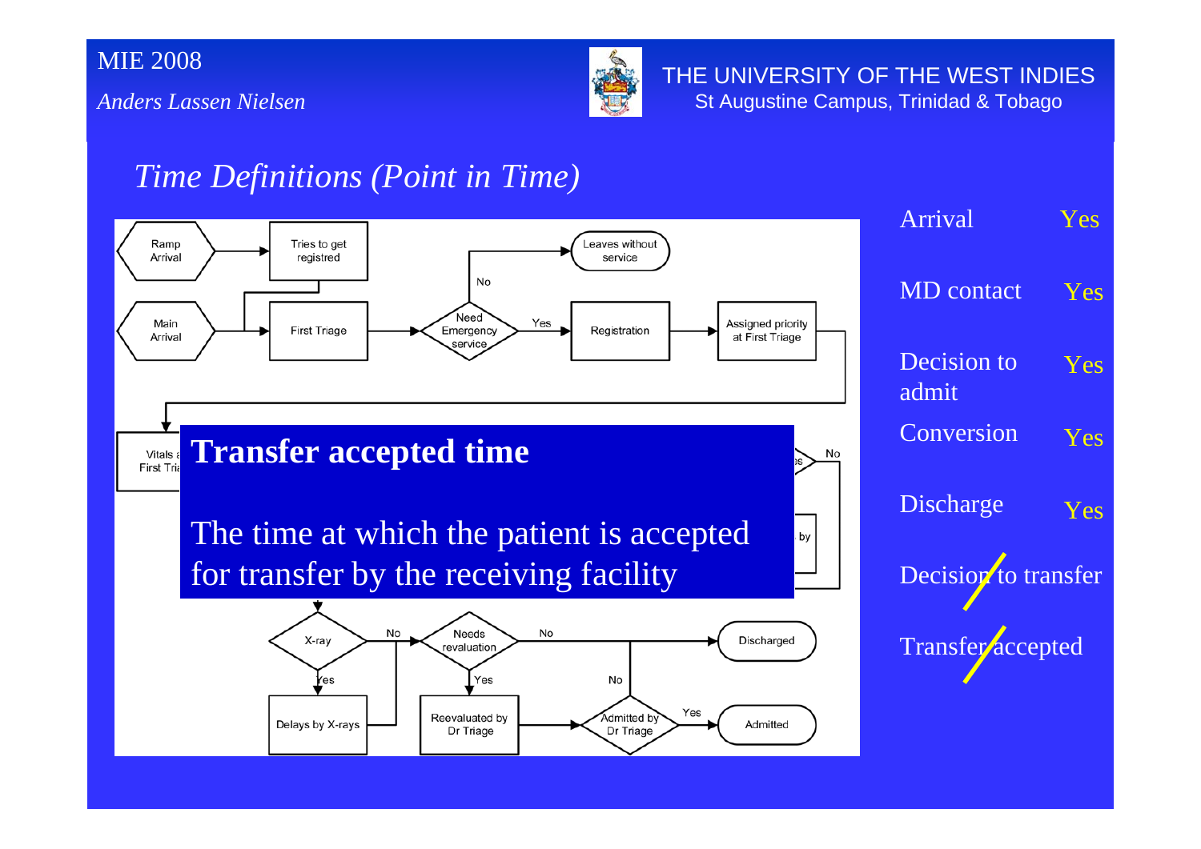## Time Definitions (Point in Time)

Ramp Arrival → Tries to get registred

Main Arrival → First Triage → Need Emergency service → Yes → Registration → Assigned priority at First Triage

Need Emergency service → No → Leaves without service

Vitals at First Triage

**Transfer accepted time**

The time at which the patient is accepted for transfer by the receiving facility

X-ray → No → Needs revaluation → No → Discharged

X-ray → Yes → Delays by X-rays

Needs revaluation → Yes → Reevaluated by Dr Triage → Admitted by Dr Triage → Yes → Admitted

Admitted by Dr Triage → No → Discharged

| | |
|---|---|
| Arrival | Yes |
| MD contact | Yes |
| Decision to admit | Yes |
| Conversion | Yes |
| Discharge | Yes |
| ~~Decision to transfer~~ | |
| ~~Transfer accepted~~ | |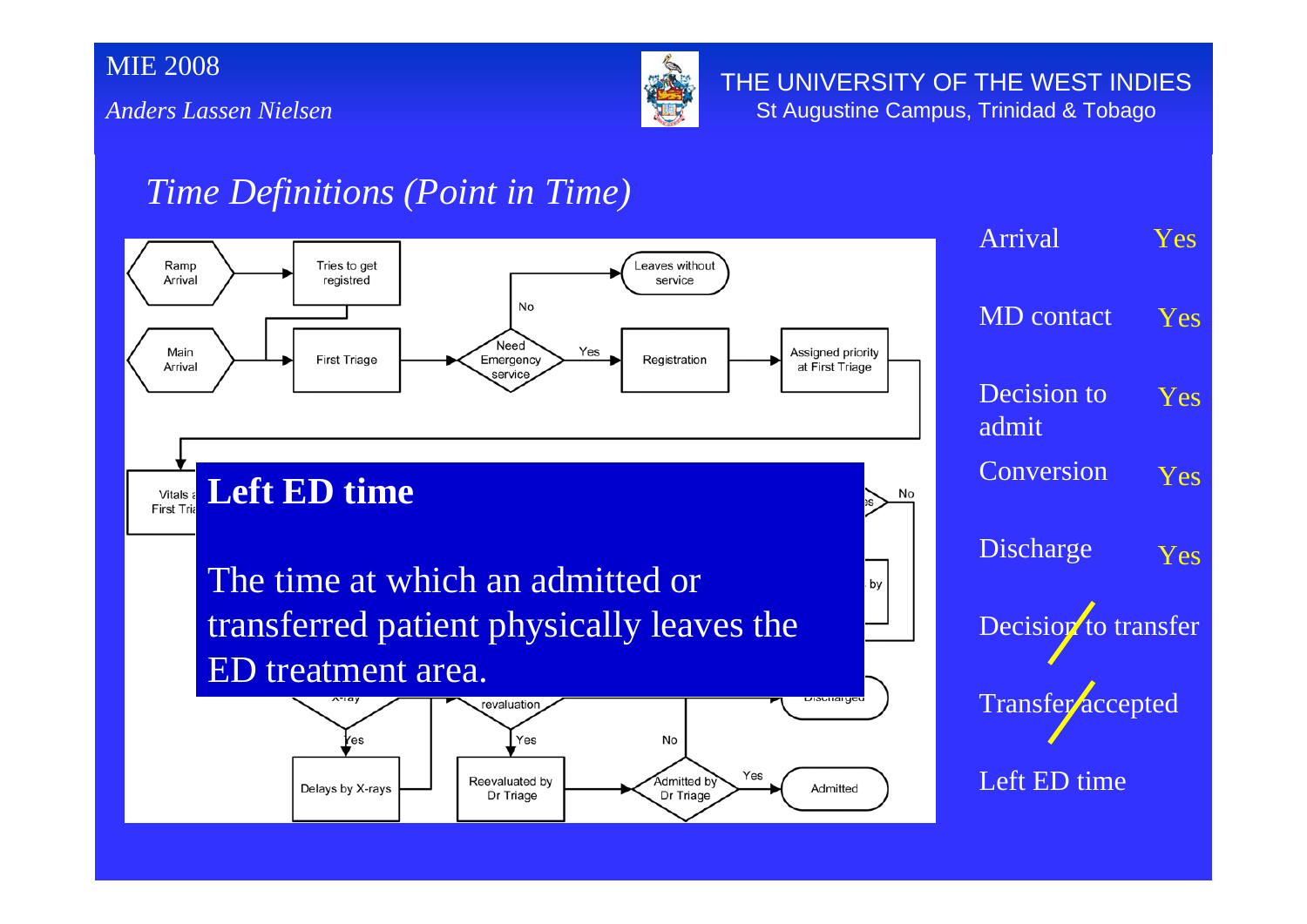## Time Definitions (Point in Time)

Ramp Arrival → Tries to get registred

Main Arrival → First Triage → Need Emergency service → No → Leaves without service

Need Emergency service → Yes → Registration → Assigned priority at First Triage

Vitals at First Triage

No

by

X-ray → Yes → Delays by X-rays

revaluation → Yes → Reevaluated by Dr Triage → Admitted by Dr Triage → Yes → Admitted

No

Discharged

### Left ED time

The time at which an admitted or transferred patient physically leaves the ED treatment area.

| | |
|---|---|
| Arrival | Yes |
| MD contact | Yes |
| Decision to admit | Yes |
| Conversion | Yes |
| Discharge | Yes |
| ~~Decision to transfer~~ | |
| ~~Transfer accepted~~ | |
| Left ED time | |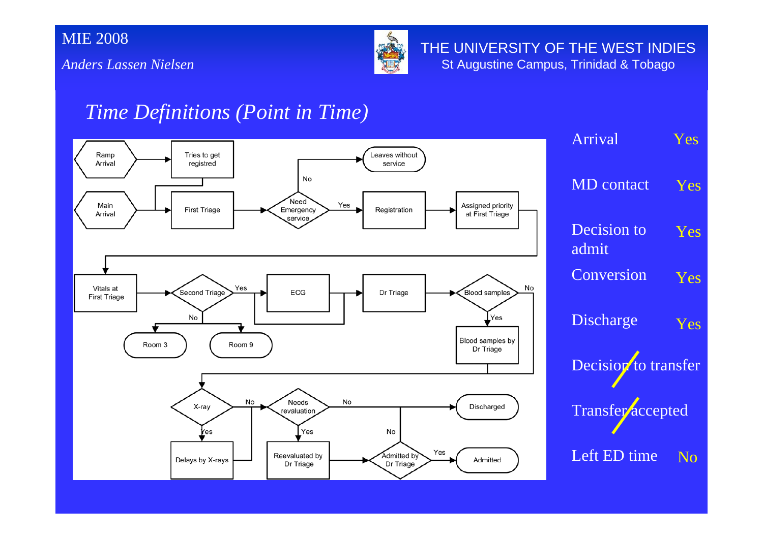## *Time Definitions (Point in Time)*

| | |
|---|---|
| Arrival | Yes |
| MD contact | Yes |
| Decision to admit | Yes |
| Conversion | Yes |
| Discharge | Yes |
| ~~Decision to transfer~~ | |
| ~~Transfer accepted~~ | |
| Left ED time | No |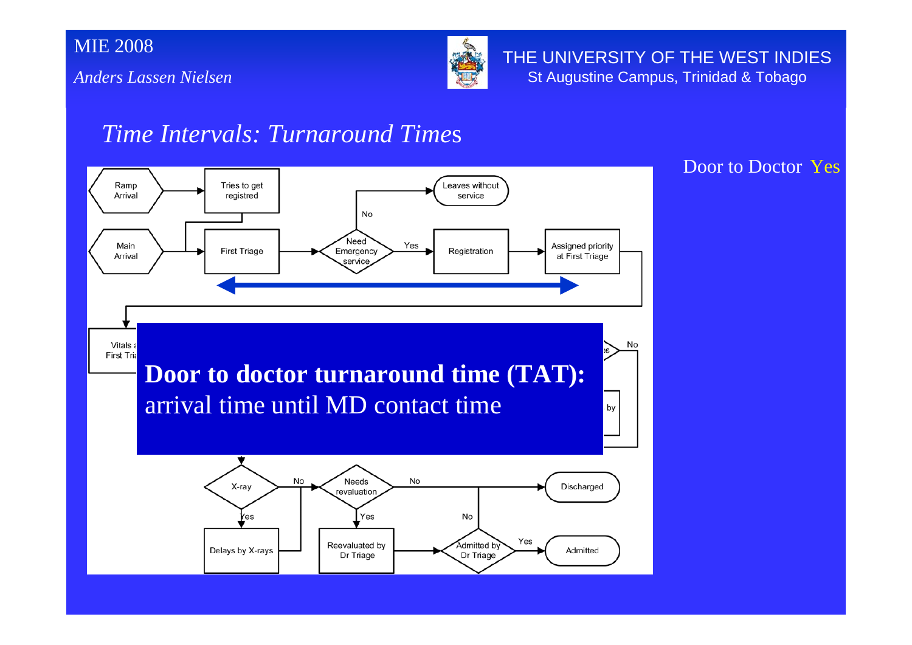## *Time Intervals: Turnaround Times*

Door to Doctor Yes

Ramp Arrival

Tries to get registred

Leaves without service

No

Main Arrival

First Triage

Need Emergency service

Yes

Registration

Assigned priority at First Triage

Vitals at First Tria

No

by

**Door to doctor turnaround time (TAT):**
arrival time until MD contact time

X-ray

No

Needs revaluation

No

Discharged

Yes

Yes

No

Delays by X-rays

Reevaluated by Dr Triage

Admitted by Dr Triage

Yes

Admitted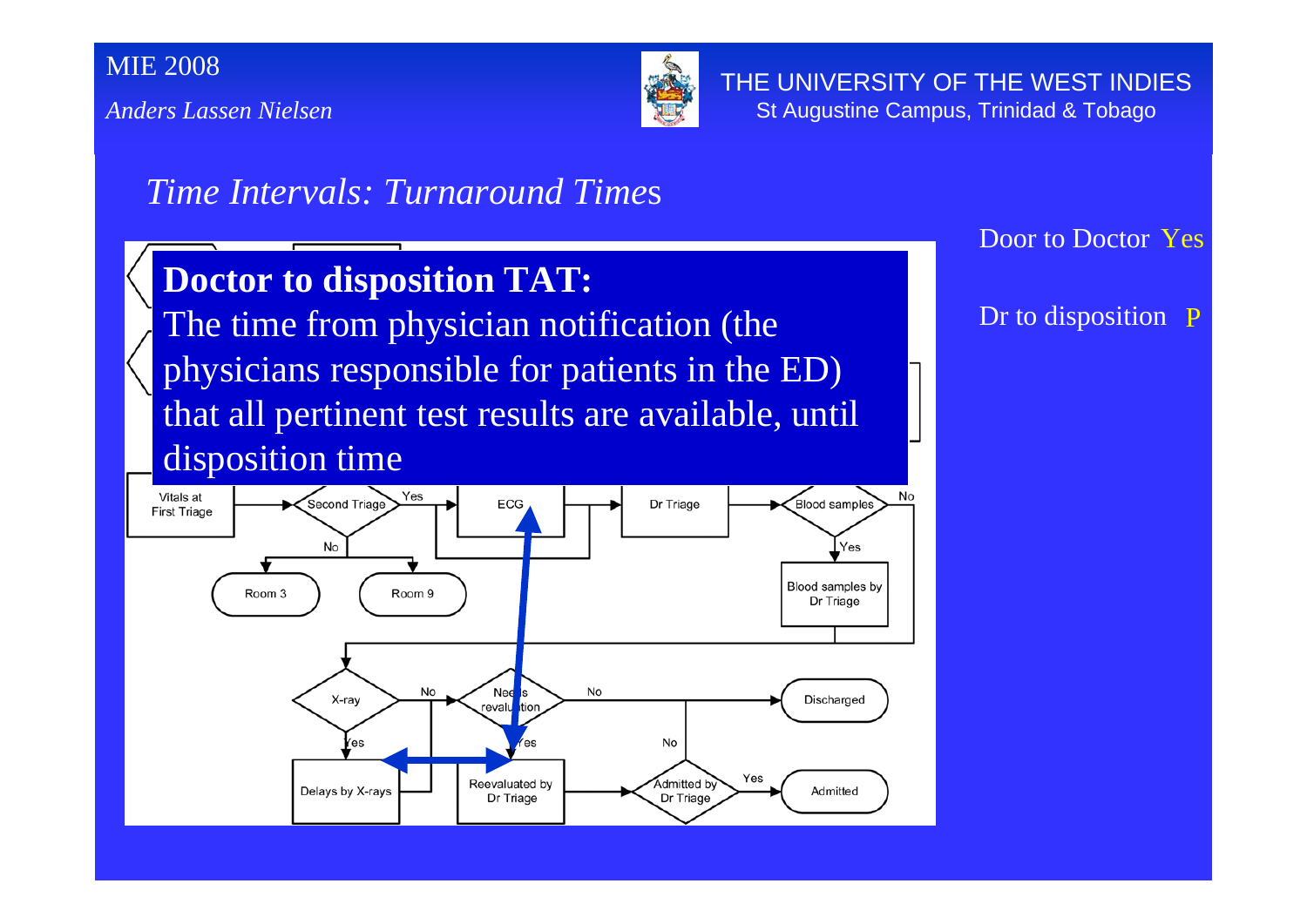## *Time Intervals: Turnaround Times*

**Doctor to disposition TAT:**
The time from physician notification (the physicians responsible for patients in the ED) that all pertinent test results are available, until disposition time

Vitals at First Triage → Second Triage (Yes → ECG → Dr Triage → Blood samples; No → Room 3, Room 9)

Blood samples: Yes → Blood samples by Dr Triage; No

X-ray: Yes → Delays by X-rays; No → Needs revaluation

Needs revaluation: No → Discharged; Yes → Reevaluated by Dr Triage → Admitted by Dr Triage (Yes → Admitted; No)

Door to Doctor Yes

Dr to disposition P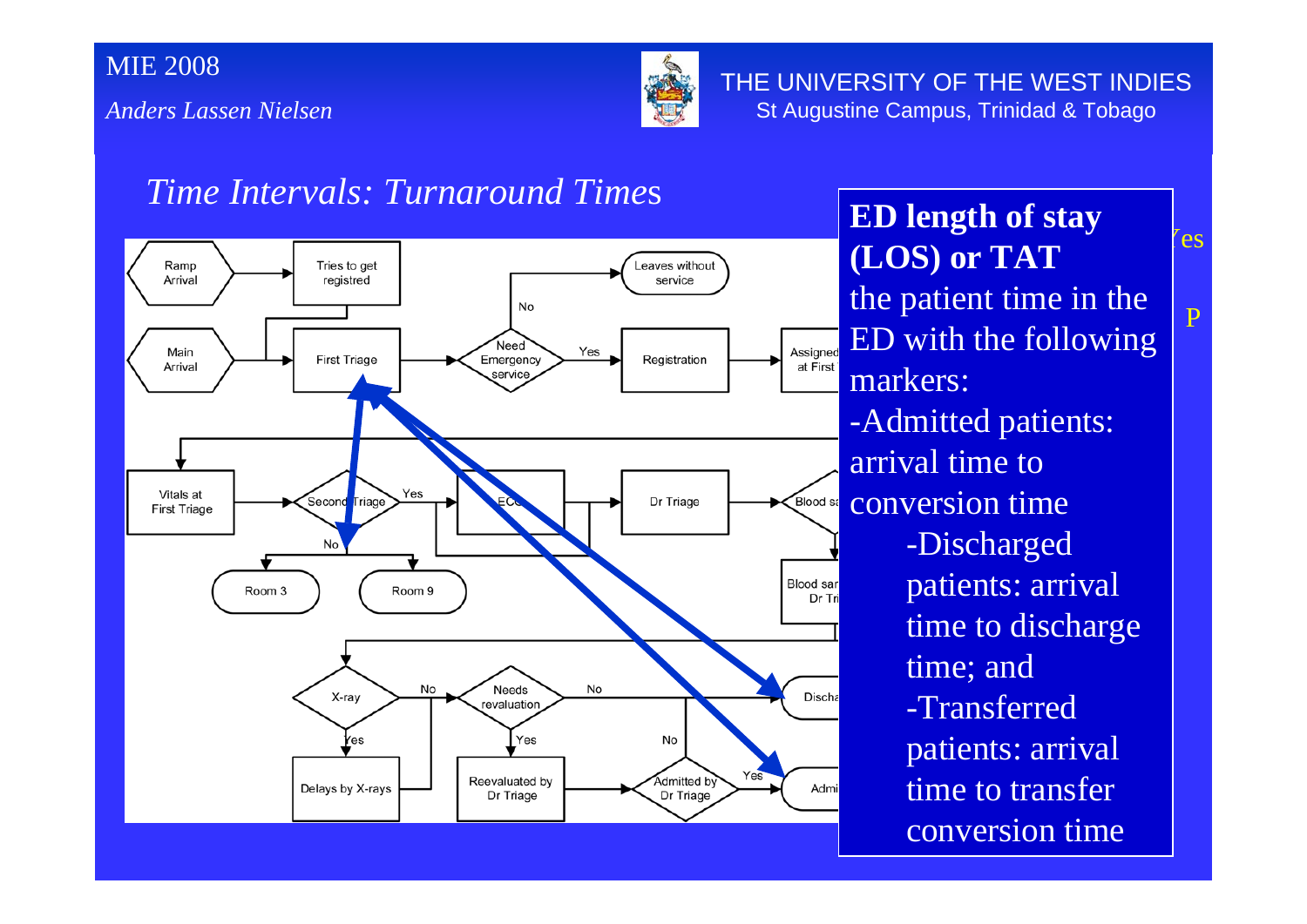## Time Intervals: Turnaround Times

**ED length of stay (LOS) or TAT**

the patient time in the ED with the following markers:

- Admitted patients: arrival time to conversion time
    - Discharged patients: arrival time to discharge time; and
    - Transferred patients: arrival time to transfer conversion time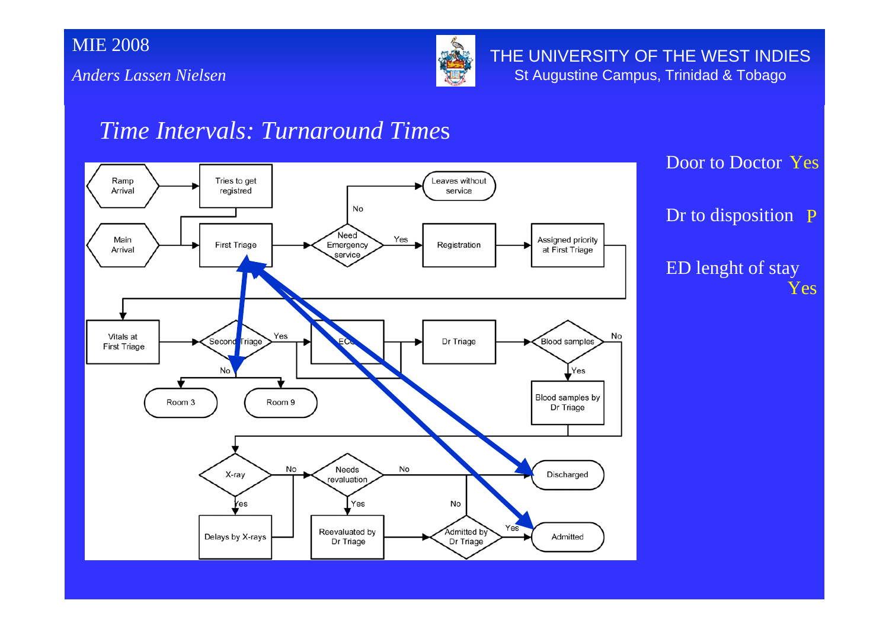## Time Intervals: Turnaround Times

Door to Doctor Yes

Dr to disposition P

ED lenght of stay Yes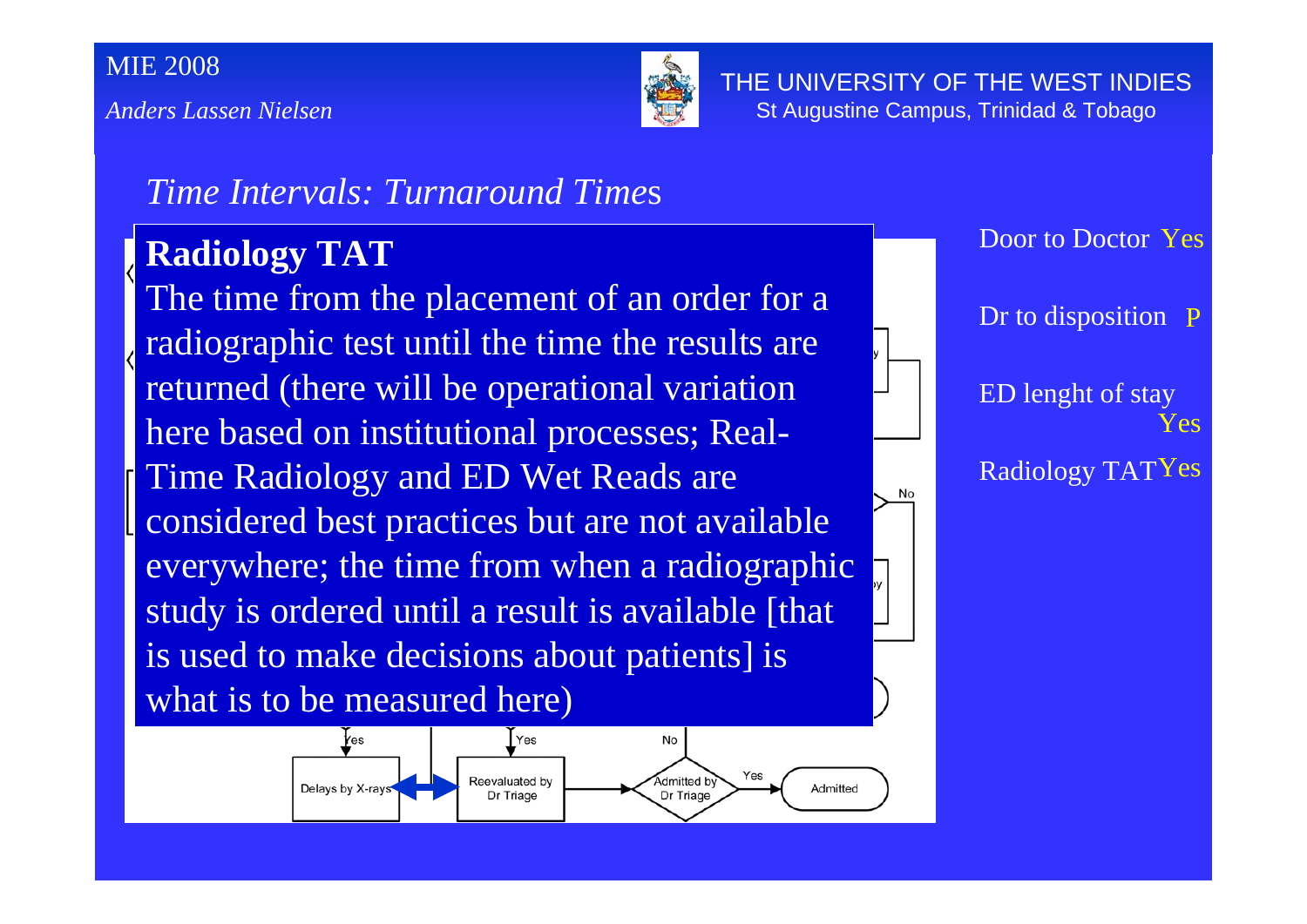*Time Intervals: Turnaround Times*

**Radiology TAT**

The time from the placement of an order for a radiographic test until the time the results are returned (there will be operational variation here based on institutional processes; Real-Time Radiology and ED Wet Reads are considered best practices but are not available everywhere; the time from when a radiographic study is ordered until a result is available [that is used to make decisions about patients] is what is to be measured here)

Yes | Yes | No

Delays by X-rays | Reevaluated by Dr Triage | Admitted by Dr Triage | Yes | Admitted

Door to Doctor Yes

Dr to disposition P

ED lenght of stay Yes

Radiology TAT Yes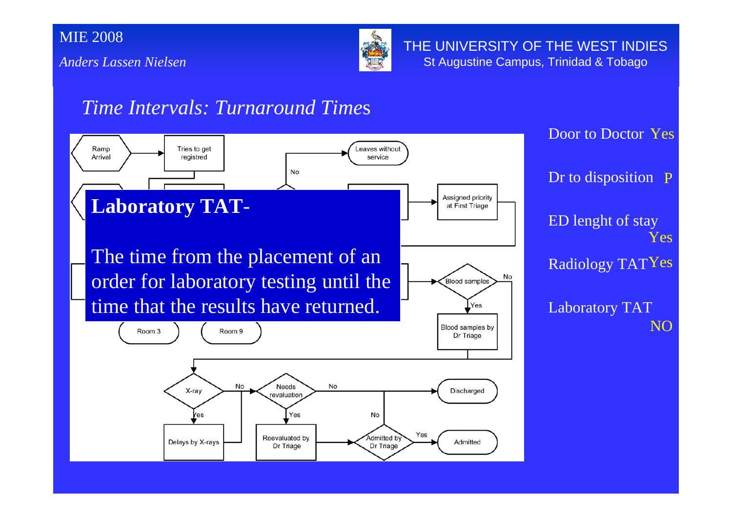## *Time Intervals: Turnaround Times*

**Laboratory TAT-**

The time from the placement of an order for laboratory testing until the time that the results have returned.

Ramp Arrival → Tries to get registred

Leaves without service

No

Assigned priority at First Triage

Blood samples — No / Yes

Blood samples by Dr Triage

Room 3

Room 9

X-ray — No / Yes

Delays by X-rays

Needs revaluation — No / Yes

Reevaluated by Dr Triage

Discharged

Admitted by Dr Triage — No / Yes

Admitted

Door to Doctor Yes

Dr to disposition P

ED lenght of stay Yes

Radiology TAT Yes

Laboratory TAT NO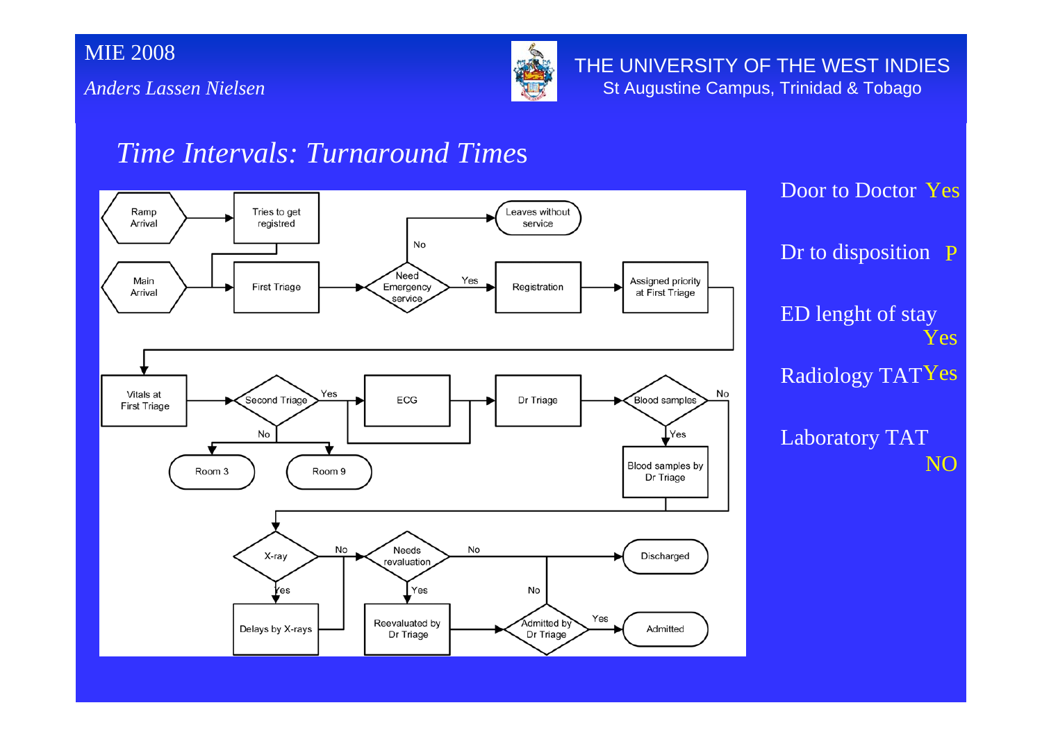## Time Intervals: Turnaround Times

Ramp Arrival → Tries to get registred

Main Arrival → First Triage → Need Emergency service → No → Leaves without service

Need Emergency service → Yes → Registration → Assigned priority at First Triage

Vitals at First Triage → Second Triage → Yes → ECG → Dr Triage → Blood samples

Second Triage → No → Room 3 / Room 9

Blood samples → Yes → Blood samples by Dr Triage

Blood samples → No

X-ray → Yes → Delays by X-rays

X-ray → No → Needs revaluation → No → Discharged

Needs revaluation → Yes → Reevaluated by Dr Triage → Admitted by Dr Triage → Yes → Admitted

Admitted by Dr Triage → No

Door to Doctor Yes

Dr to disposition P

ED lenght of stay Yes

Radiology TAT Yes

Laboratory TAT NO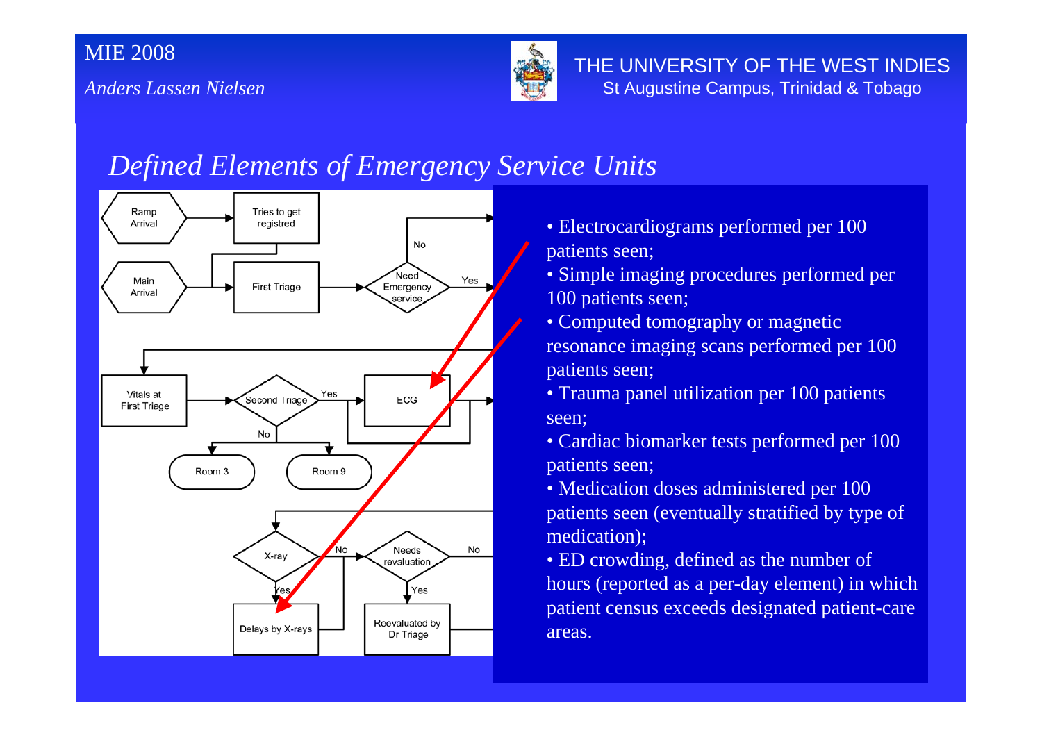## *Defined Elements of Emergency Service Units*

- Electrocardiograms performed per 100 patients seen;
- Simple imaging procedures performed per 100 patients seen;
- Computed tomography or magnetic resonance imaging scans performed per 100 patients seen;
- Trauma panel utilization per 100 patients seen;
- Cardiac biomarker tests performed per 100 patients seen;
- Medication doses administered per 100 patients seen (eventually stratified by type of medication);
- ED crowding, defined as the number of hours (reported as a per-day element) in which patient census exceeds designated patient-care areas.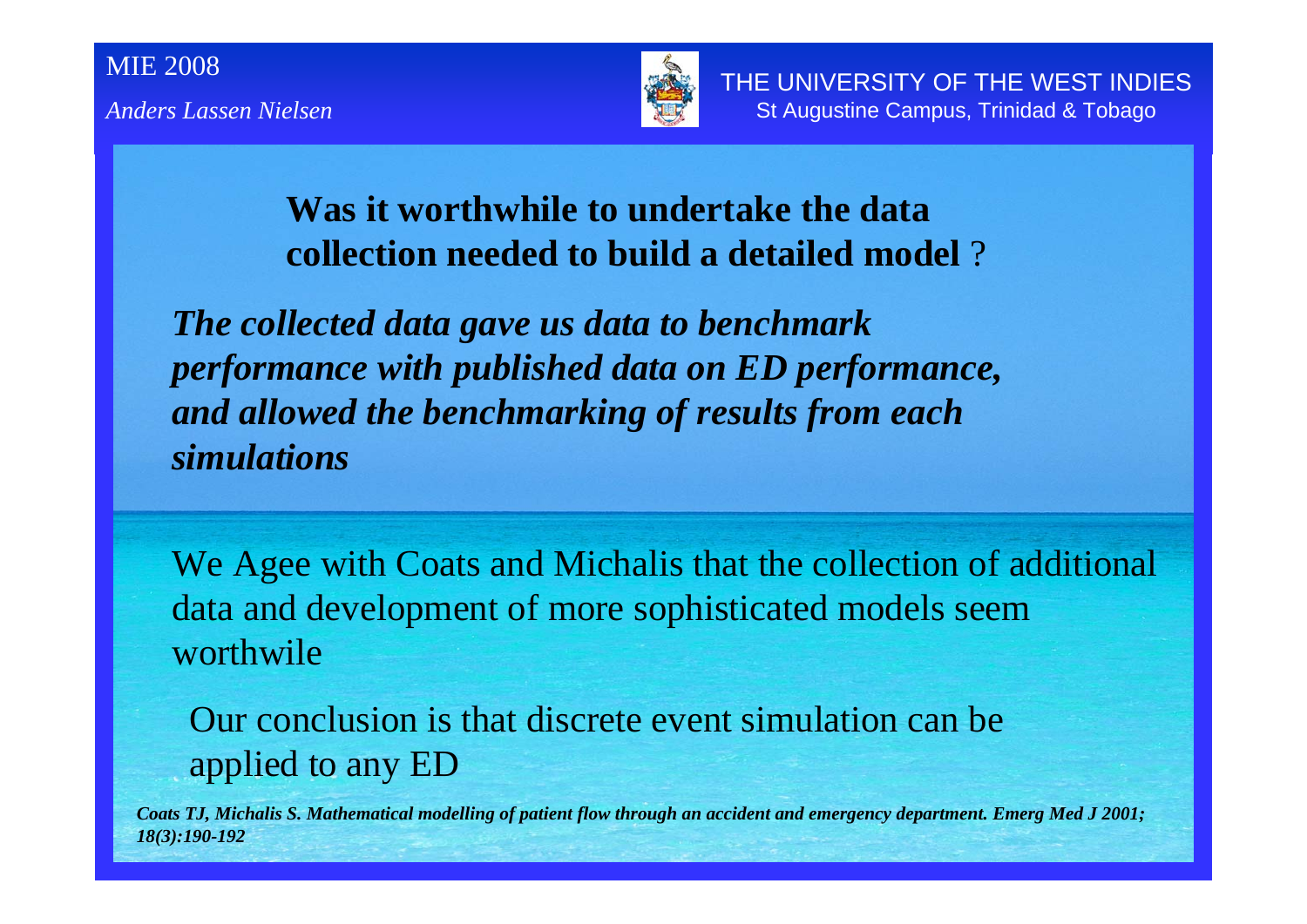**Was it worthwhile to undertake the data collection needed to build a detailed model** ?

***The collected data gave us data to benchmark performance with published data on ED performance, and allowed the benchmarking of results from each simulations***

We Agee with Coats and Michalis that the collection of additional data and development of more sophisticated models seem worthwile

Our conclusion is that discrete event simulation can be applied to any ED

***Coats TJ, Michalis S. Mathematical modelling of patient flow through an accident and emergency department. Emerg Med J 2001; 18(3):190-192***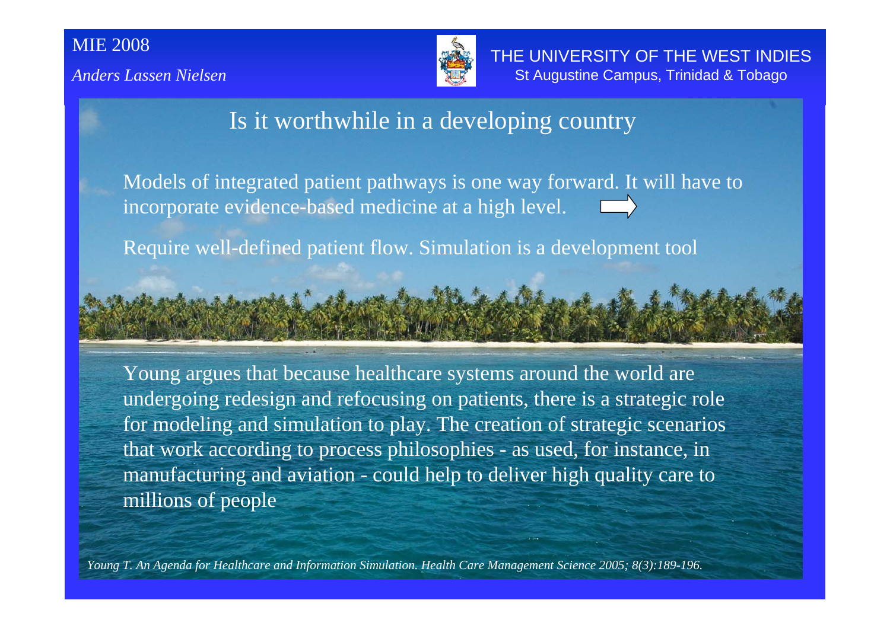# Is it worthwhile in a developing country

Models of integrated patient pathways is one way forward. It will have to incorporate evidence-based medicine at a high level.

Require well-defined patient flow. Simulation is a development tool

Young argues that because healthcare systems around the world are undergoing redesign and refocusing on patients, there is a strategic role for modeling and simulation to play. The creation of strategic scenarios that work according to process philosophies - as used, for instance, in manufacturing and aviation - could help to deliver high quality care to millions of people

*Young T. An Agenda for Healthcare and Information Simulation. Health Care Management Science 2005; 8(3):189-196.*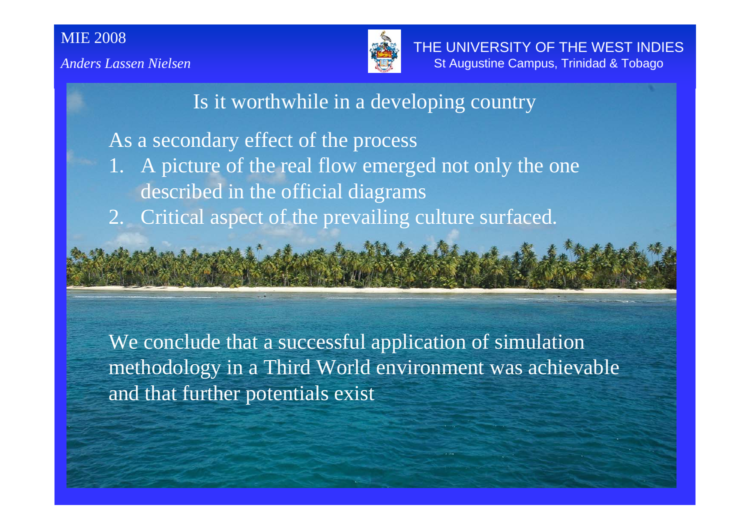## Is it worthwhile in a developing country

As a secondary effect of the process

1. A picture of the real flow emerged not only the one described in the official diagrams
2. Critical aspect of the prevailing culture surfaced.

We conclude that a successful application of simulation methodology in a Third World environment was achievable and that further potentials exist